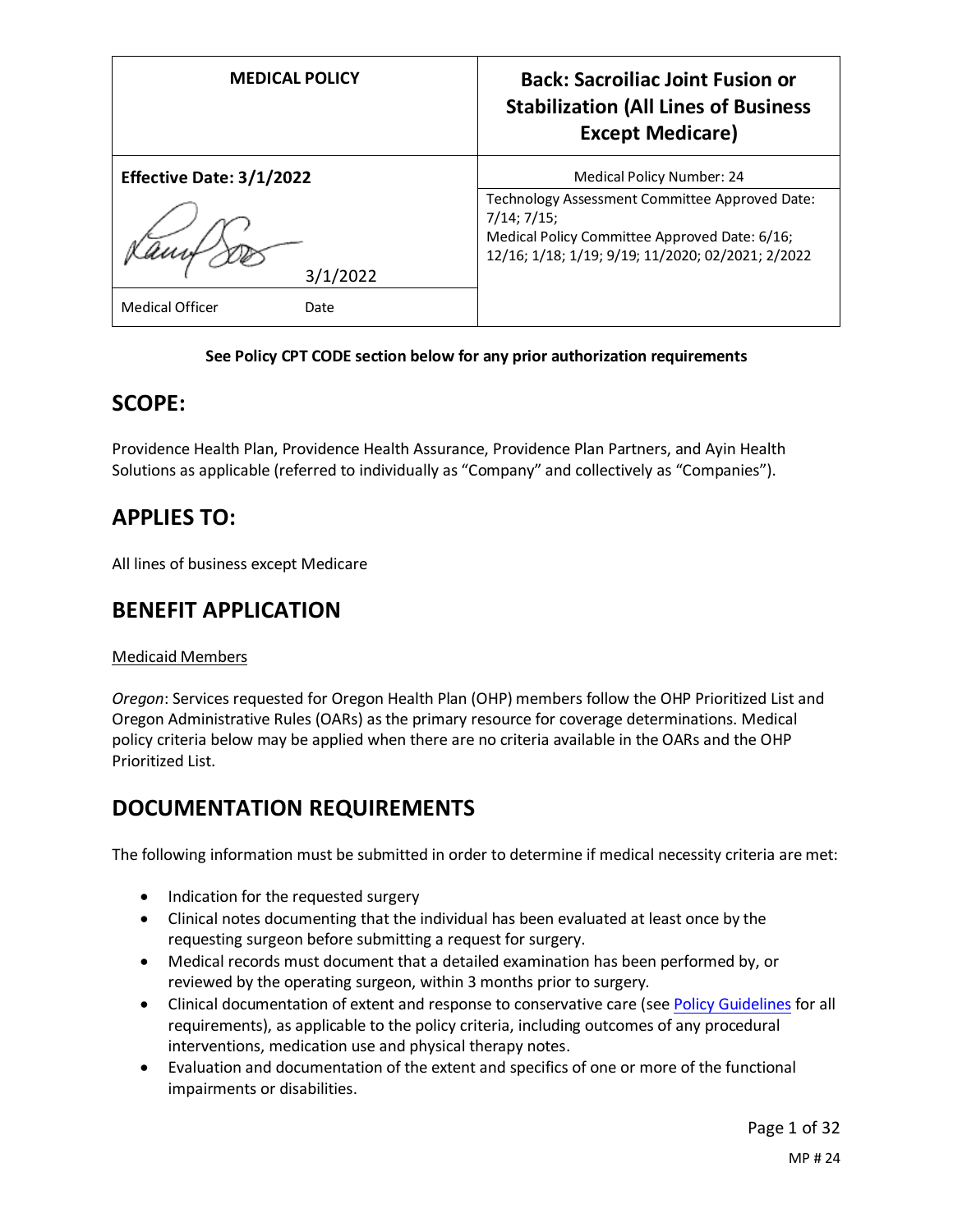| MEDICAL POLICY | Back: Sacroiliac Joint Fusion or Stabilization (All Lines of Business Except Medicare) |
|---|---|
| **Effective Date: 3/1/2022** | Medical Policy Number: 24 |
| 3/1/2022 | Technology Assessment Committee Approved Date: 7/14; 7/15; Medical Policy Committee Approved Date: 6/16; 12/16; 1/18; 1/19; 9/19; 11/2020; 02/2021; 2/2022 |
| Medical Officer Date | |

**See Policy CPT CODE section below for any prior authorization requirements**

## SCOPE:

Providence Health Plan, Providence Health Assurance, Providence Plan Partners, and Ayin Health Solutions as applicable (referred to individually as "Company" and collectively as "Companies").

## APPLIES TO:

All lines of business except Medicare

## BENEFIT APPLICATION

Medicaid Members

*Oregon*: Services requested for Oregon Health Plan (OHP) members follow the OHP Prioritized List and Oregon Administrative Rules (OARs) as the primary resource for coverage determinations. Medical policy criteria below may be applied when there are no criteria available in the OARs and the OHP Prioritized List.

## DOCUMENTATION REQUIREMENTS

The following information must be submitted in order to determine if medical necessity criteria are met:

- Indication for the requested surgery
- Clinical notes documenting that the individual has been evaluated at least once by the requesting surgeon before submitting a request for surgery.
- Medical records must document that a detailed examination has been performed by, or reviewed by the operating surgeon, within 3 months prior to surgery.
- Clinical documentation of extent and response to conservative care (see Policy Guidelines for all requirements), as applicable to the policy criteria, including outcomes of any procedural interventions, medication use and physical therapy notes.
- Evaluation and documentation of the extent and specifics of one or more of the functional impairments or disabilities.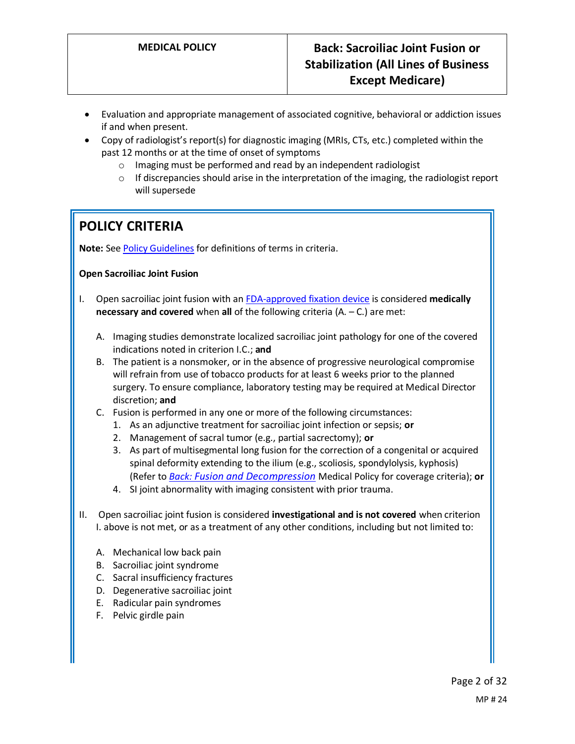- Evaluation and appropriate management of associated cognitive, behavioral or addiction issues if and when present.
- Copy of radiologist's report(s) for diagnostic imaging (MRIs, CTs, etc.) completed within the past 12 months or at the time of onset of symptoms
  - Imaging must be performed and read by an independent radiologist
  - If discrepancies should arise in the interpretation of the imaging, the radiologist report will supersede

## POLICY CRITERIA

**Note:** See Policy Guidelines for definitions of terms in criteria.

**Open Sacroiliac Joint Fusion**

I. Open sacroiliac joint fusion with an FDA-approved fixation device is considered **medically necessary and covered** when **all** of the following criteria (A. – C.) are met:

   A. Imaging studies demonstrate localized sacroiliac joint pathology for one of the covered indications noted in criterion I.C.; **and**
   
   B. The patient is a nonsmoker, or in the absence of progressive neurological compromise will refrain from use of tobacco products for at least 6 weeks prior to the planned surgery. To ensure compliance, laboratory testing may be required at Medical Director discretion; **and**
   
   C. Fusion is performed in any one or more of the following circumstances:
      1. As an adjunctive treatment for sacroiliac joint infection or sepsis; **or**
      2. Management of sacral tumor (e.g., partial sacrectomy); **or**
      3. As part of multisegmental long fusion for the correction of a congenital or acquired spinal deformity extending to the ilium (e.g., scoliosis, spondylolysis, kyphosis) (Refer to *Back: Fusion and Decompression* Medical Policy for coverage criteria); **or**
      4. SI joint abnormality with imaging consistent with prior trauma.

II. Open sacroiliac joint fusion is considered **investigational and is not covered** when criterion I. above is not met, or as a treatment of any other conditions, including but not limited to:

   A. Mechanical low back pain
   
   B. Sacroiliac joint syndrome
   
   C. Sacral insufficiency fractures
   
   D. Degenerative sacroiliac joint
   
   E. Radicular pain syndromes
   
   F. Pelvic girdle pain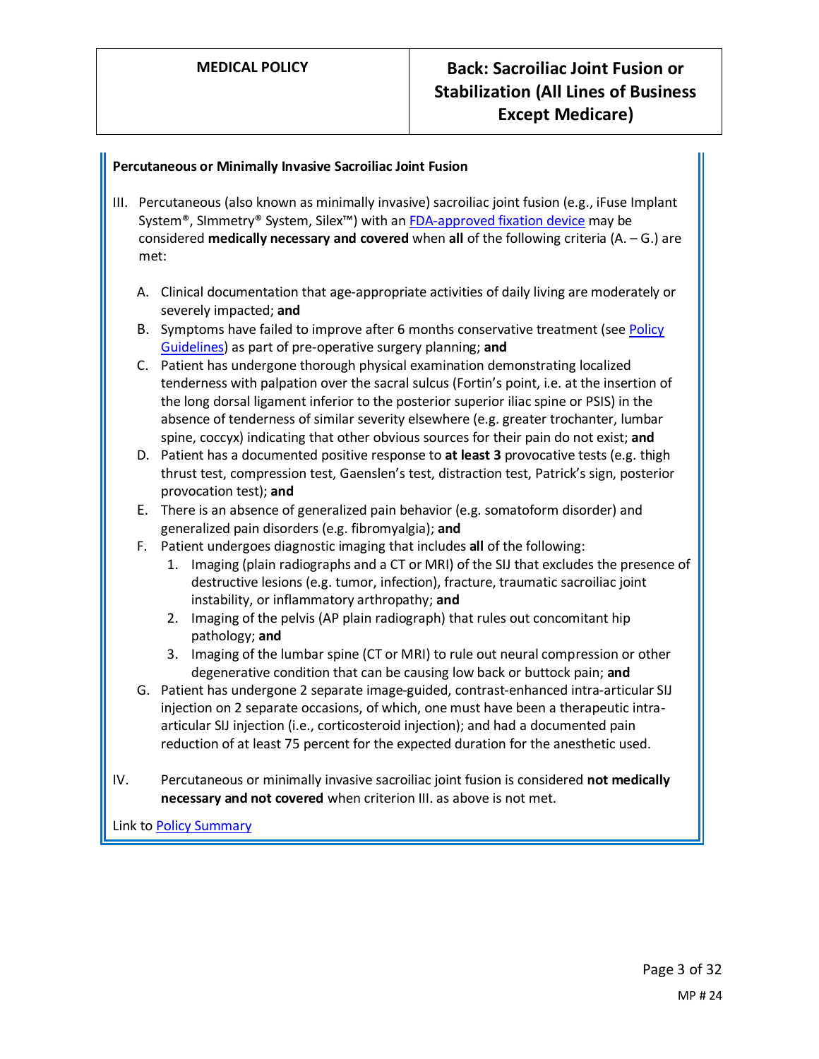**Percutaneous or Minimally Invasive Sacroiliac Joint Fusion**

III. Percutaneous (also known as minimally invasive) sacroiliac joint fusion (e.g., iFuse Implant System®, SImmetry® System, Silex™) with an FDA-approved fixation device may be considered **medically necessary and covered** when **all** of the following criteria (A. – G.) are met:

   A. Clinical documentation that age-appropriate activities of daily living are moderately or severely impacted; **and**
   B. Symptoms have failed to improve after 6 months conservative treatment (see Policy Guidelines) as part of pre-operative surgery planning; **and**
   C. Patient has undergone thorough physical examination demonstrating localized tenderness with palpation over the sacral sulcus (Fortin's point, i.e. at the insertion of the long dorsal ligament inferior to the posterior superior iliac spine or PSIS) in the absence of tenderness of similar severity elsewhere (e.g. greater trochanter, lumbar spine, coccyx) indicating that other obvious sources for their pain do not exist; **and**
   D. Patient has a documented positive response to **at least 3** provocative tests (e.g. thigh thrust test, compression test, Gaenslen's test, distraction test, Patrick's sign, posterior provocation test); **and**
   E. There is an absence of generalized pain behavior (e.g. somatoform disorder) and generalized pain disorders (e.g. fibromyalgia); **and**
   F. Patient undergoes diagnostic imaging that includes **all** of the following:
      1. Imaging (plain radiographs and a CT or MRI) of the SIJ that excludes the presence of destructive lesions (e.g. tumor, infection), fracture, traumatic sacroiliac joint instability, or inflammatory arthropathy; **and**
      2. Imaging of the pelvis (AP plain radiograph) that rules out concomitant hip pathology; **and**
      3. Imaging of the lumbar spine (CT or MRI) to rule out neural compression or other degenerative condition that can be causing low back or buttock pain; **and**
   G. Patient has undergone 2 separate image-guided, contrast-enhanced intra-articular SIJ injection on 2 separate occasions, of which, one must have been a therapeutic intra-articular SIJ injection (i.e., corticosteroid injection); and had a documented pain reduction of at least 75 percent for the expected duration for the anesthetic used.

IV. Percutaneous or minimally invasive sacroiliac joint fusion is considered **not medically necessary and not covered** when criterion III. as above is not met.

Link to Policy Summary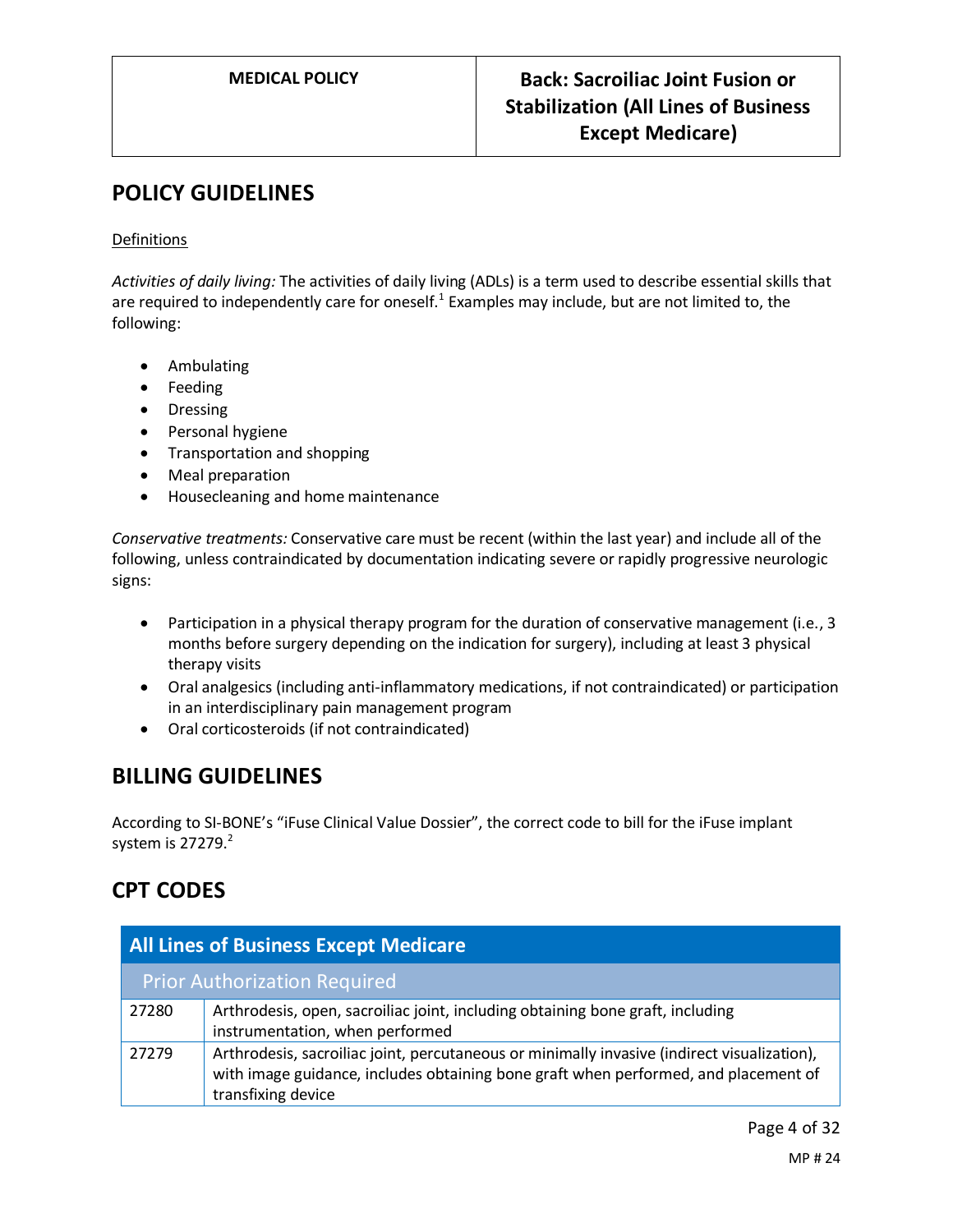## POLICY GUIDELINES

Definitions

*Activities of daily living:* The activities of daily living (ADLs) is a term used to describe essential skills that are required to independently care for oneself.[1] Examples may include, but are not limited to, the following:

- Ambulating
- Feeding
- Dressing
- Personal hygiene
- Transportation and shopping
- Meal preparation
- Housecleaning and home maintenance

*Conservative treatments:* Conservative care must be recent (within the last year) and include all of the following, unless contraindicated by documentation indicating severe or rapidly progressive neurologic signs:

- Participation in a physical therapy program for the duration of conservative management (i.e., 3 months before surgery depending on the indication for surgery), including at least 3 physical therapy visits
- Oral analgesics (including anti-inflammatory medications, if not contraindicated) or participation in an interdisciplinary pain management program
- Oral corticosteroids (if not contraindicated)

## BILLING GUIDELINES

According to SI-BONE's "iFuse Clinical Value Dossier", the correct code to bill for the iFuse implant system is 27279.[2]

## CPT CODES

| All Lines of Business Except Medicare | |
|---|---|
| Prior Authorization Required | |
| 27280 | Arthrodesis, open, sacroiliac joint, including obtaining bone graft, including instrumentation, when performed |
| 27279 | Arthrodesis, sacroiliac joint, percutaneous or minimally invasive (indirect visualization), with image guidance, includes obtaining bone graft when performed, and placement of transfixing device |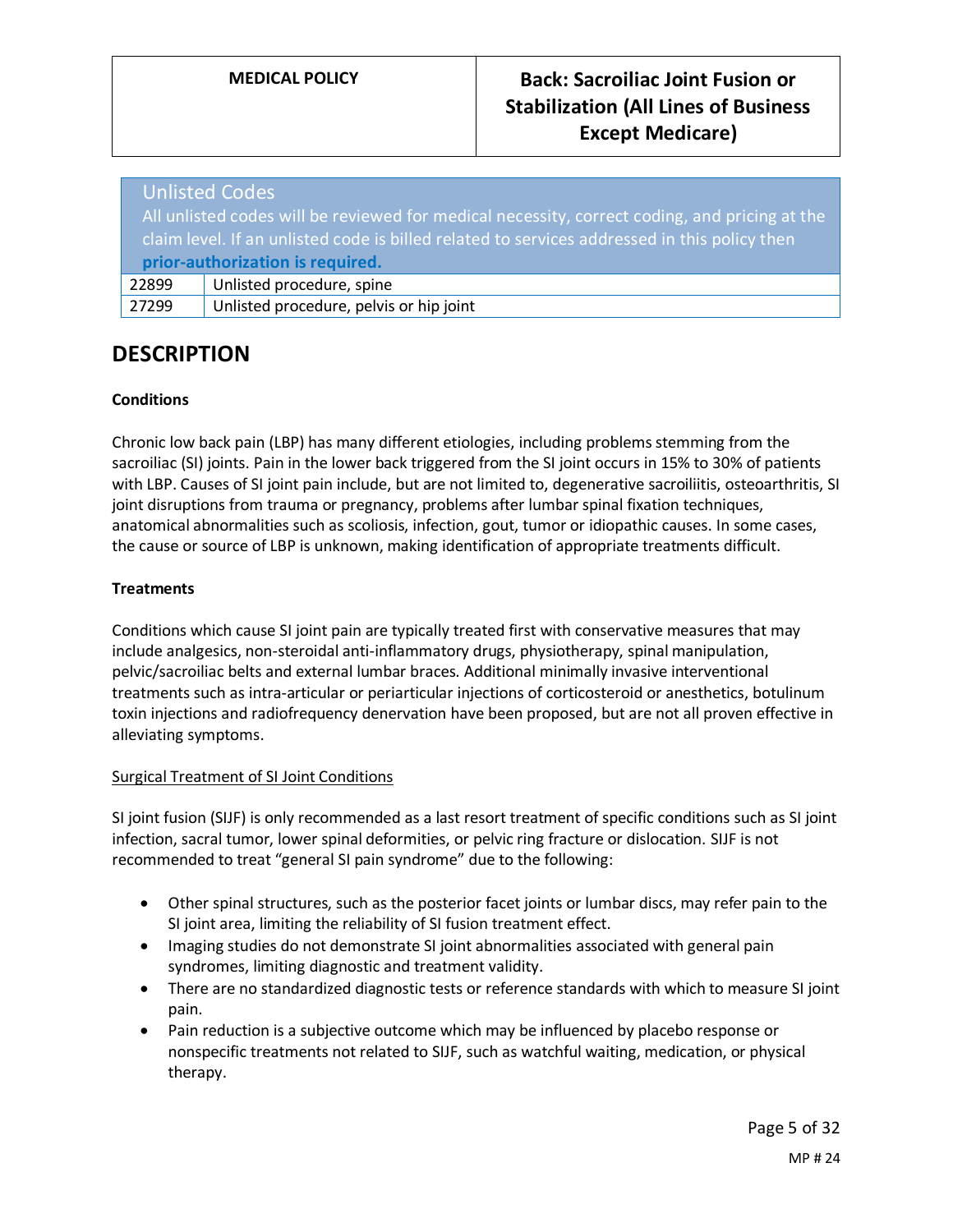| Unlisted Codes<br>All unlisted codes will be reviewed for medical necessity, correct coding, and pricing at the claim level. If an unlisted code is billed related to services addressed in this policy then **prior-authorization is required.** | |
|---|---|
| 22899 | Unlisted procedure, spine |
| 27299 | Unlisted procedure, pelvis or hip joint |

## DESCRIPTION

**Conditions**

Chronic low back pain (LBP) has many different etiologies, including problems stemming from the sacroiliac (SI) joints. Pain in the lower back triggered from the SI joint occurs in 15% to 30% of patients with LBP. Causes of SI joint pain include, but are not limited to, degenerative sacroiliitis, osteoarthritis, SI joint disruptions from trauma or pregnancy, problems after lumbar spinal fixation techniques, anatomical abnormalities such as scoliosis, infection, gout, tumor or idiopathic causes. In some cases, the cause or source of LBP is unknown, making identification of appropriate treatments difficult.

**Treatments**

Conditions which cause SI joint pain are typically treated first with conservative measures that may include analgesics, non-steroidal anti-inflammatory drugs, physiotherapy, spinal manipulation, pelvic/sacroiliac belts and external lumbar braces. Additional minimally invasive interventional treatments such as intra-articular or periarticular injections of corticosteroid or anesthetics, botulinum toxin injections and radiofrequency denervation have been proposed, but are not all proven effective in alleviating symptoms.

<u>Surgical Treatment of SI Joint Conditions</u>

SI joint fusion (SIJF) is only recommended as a last resort treatment of specific conditions such as SI joint infection, sacral tumor, lower spinal deformities, or pelvic ring fracture or dislocation. SIJF is not recommended to treat "general SI pain syndrome" due to the following:

- Other spinal structures, such as the posterior facet joints or lumbar discs, may refer pain to the SI joint area, limiting the reliability of SI fusion treatment effect.
- Imaging studies do not demonstrate SI joint abnormalities associated with general pain syndromes, limiting diagnostic and treatment validity.
- There are no standardized diagnostic tests or reference standards with which to measure SI joint pain.
- Pain reduction is a subjective outcome which may be influenced by placebo response or nonspecific treatments not related to SIJF, such as watchful waiting, medication, or physical therapy.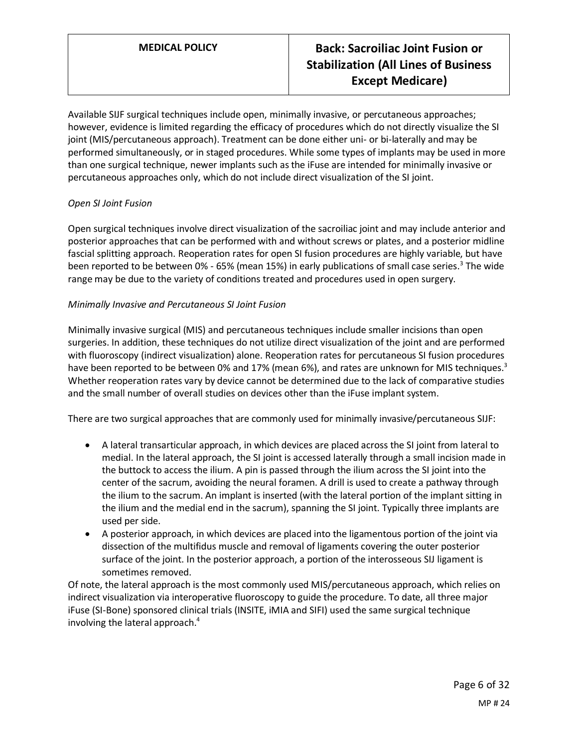Available SIJF surgical techniques include open, minimally invasive, or percutaneous approaches; however, evidence is limited regarding the efficacy of procedures which do not directly visualize the SI joint (MIS/percutaneous approach). Treatment can be done either uni- or bi-laterally and may be performed simultaneously, or in staged procedures. While some types of implants may be used in more than one surgical technique, newer implants such as the iFuse are intended for minimally invasive or percutaneous approaches only, which do not include direct visualization of the SI joint.

*Open SI Joint Fusion*

Open surgical techniques involve direct visualization of the sacroiliac joint and may include anterior and posterior approaches that can be performed with and without screws or plates, and a posterior midline fascial splitting approach. Reoperation rates for open SI fusion procedures are highly variable, but have been reported to be between 0% - 65% (mean 15%) in early publications of small case series.[3] The wide range may be due to the variety of conditions treated and procedures used in open surgery.

*Minimally Invasive and Percutaneous SI Joint Fusion*

Minimally invasive surgical (MIS) and percutaneous techniques include smaller incisions than open surgeries. In addition, these techniques do not utilize direct visualization of the joint and are performed with fluoroscopy (indirect visualization) alone. Reoperation rates for percutaneous SI fusion procedures have been reported to be between 0% and 17% (mean 6%), and rates are unknown for MIS techniques.[3] Whether reoperation rates vary by device cannot be determined due to the lack of comparative studies and the small number of overall studies on devices other than the iFuse implant system.

There are two surgical approaches that are commonly used for minimally invasive/percutaneous SIJF:

- A lateral transarticular approach, in which devices are placed across the SI joint from lateral to medial. In the lateral approach, the SI joint is accessed laterally through a small incision made in the buttock to access the ilium. A pin is passed through the ilium across the SI joint into the center of the sacrum, avoiding the neural foramen. A drill is used to create a pathway through the ilium to the sacrum. An implant is inserted (with the lateral portion of the implant sitting in the ilium and the medial end in the sacrum), spanning the SI joint. Typically three implants are used per side.
- A posterior approach, in which devices are placed into the ligamentous portion of the joint via dissection of the multifidus muscle and removal of ligaments covering the outer posterior surface of the joint. In the posterior approach, a portion of the interosseous SIJ ligament is sometimes removed.

Of note, the lateral approach is the most commonly used MIS/percutaneous approach, which relies on indirect visualization via interoperative fluoroscopy to guide the procedure. To date, all three major iFuse (SI-Bone) sponsored clinical trials (INSITE, iMIA and SIFI) used the same surgical technique involving the lateral approach.[4]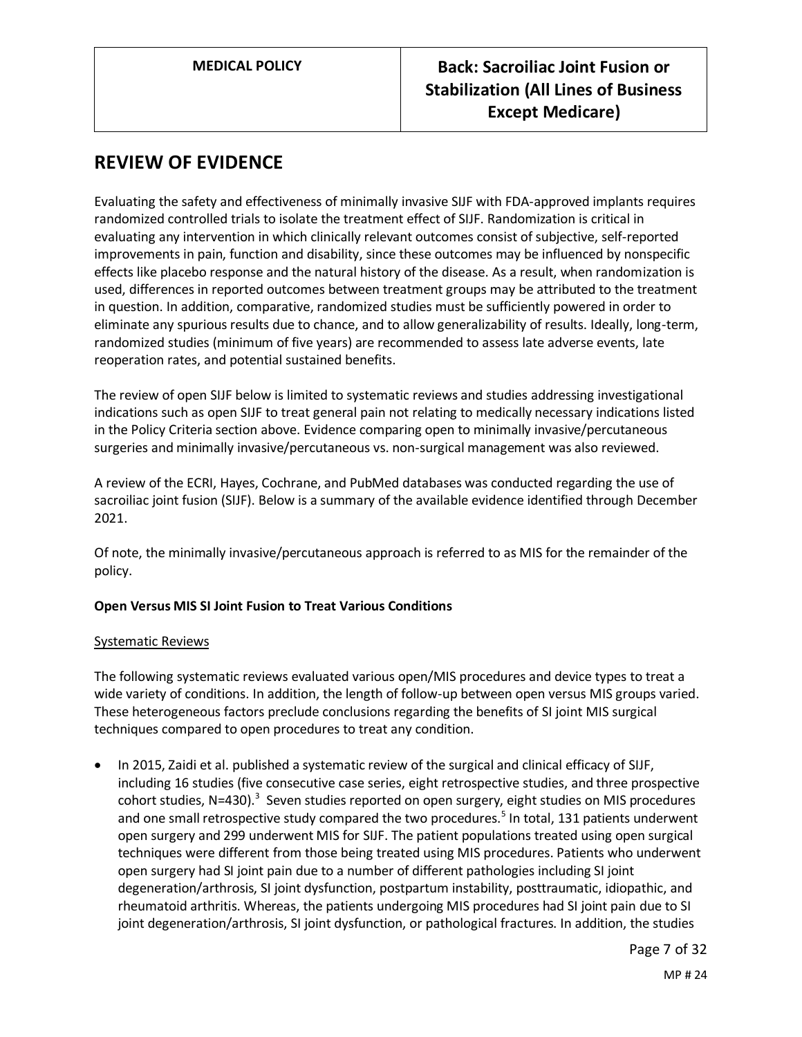## REVIEW OF EVIDENCE

Evaluating the safety and effectiveness of minimally invasive SIJF with FDA-approved implants requires randomized controlled trials to isolate the treatment effect of SIJF. Randomization is critical in evaluating any intervention in which clinically relevant outcomes consist of subjective, self-reported improvements in pain, function and disability, since these outcomes may be influenced by nonspecific effects like placebo response and the natural history of the disease. As a result, when randomization is used, differences in reported outcomes between treatment groups may be attributed to the treatment in question. In addition, comparative, randomized studies must be sufficiently powered in order to eliminate any spurious results due to chance, and to allow generalizability of results. Ideally, long-term, randomized studies (minimum of five years) are recommended to assess late adverse events, late reoperation rates, and potential sustained benefits.

The review of open SIJF below is limited to systematic reviews and studies addressing investigational indications such as open SIJF to treat general pain not relating to medically necessary indications listed in the Policy Criteria section above. Evidence comparing open to minimally invasive/percutaneous surgeries and minimally invasive/percutaneous vs. non-surgical management was also reviewed.

A review of the ECRI, Hayes, Cochrane, and PubMed databases was conducted regarding the use of sacroiliac joint fusion (SIJF). Below is a summary of the available evidence identified through December 2021.

Of note, the minimally invasive/percutaneous approach is referred to as MIS for the remainder of the policy.

**Open Versus MIS SI Joint Fusion to Treat Various Conditions**

Systematic Reviews

The following systematic reviews evaluated various open/MIS procedures and device types to treat a wide variety of conditions. In addition, the length of follow-up between open versus MIS groups varied. These heterogeneous factors preclude conclusions regarding the benefits of SI joint MIS surgical techniques compared to open procedures to treat any condition.

- In 2015, Zaidi et al. published a systematic review of the surgical and clinical efficacy of SIJF, including 16 studies (five consecutive case series, eight retrospective studies, and three prospective cohort studies, N=430).[3] Seven studies reported on open surgery, eight studies on MIS procedures and one small retrospective study compared the two procedures.[5] In total, 131 patients underwent open surgery and 299 underwent MIS for SIJF. The patient populations treated using open surgical techniques were different from those being treated using MIS procedures. Patients who underwent open surgery had SI joint pain due to a number of different pathologies including SI joint degeneration/arthrosis, SI joint dysfunction, postpartum instability, posttraumatic, idiopathic, and rheumatoid arthritis. Whereas, the patients undergoing MIS procedures had SI joint pain due to SI joint degeneration/arthrosis, SI joint dysfunction, or pathological fractures. In addition, the studies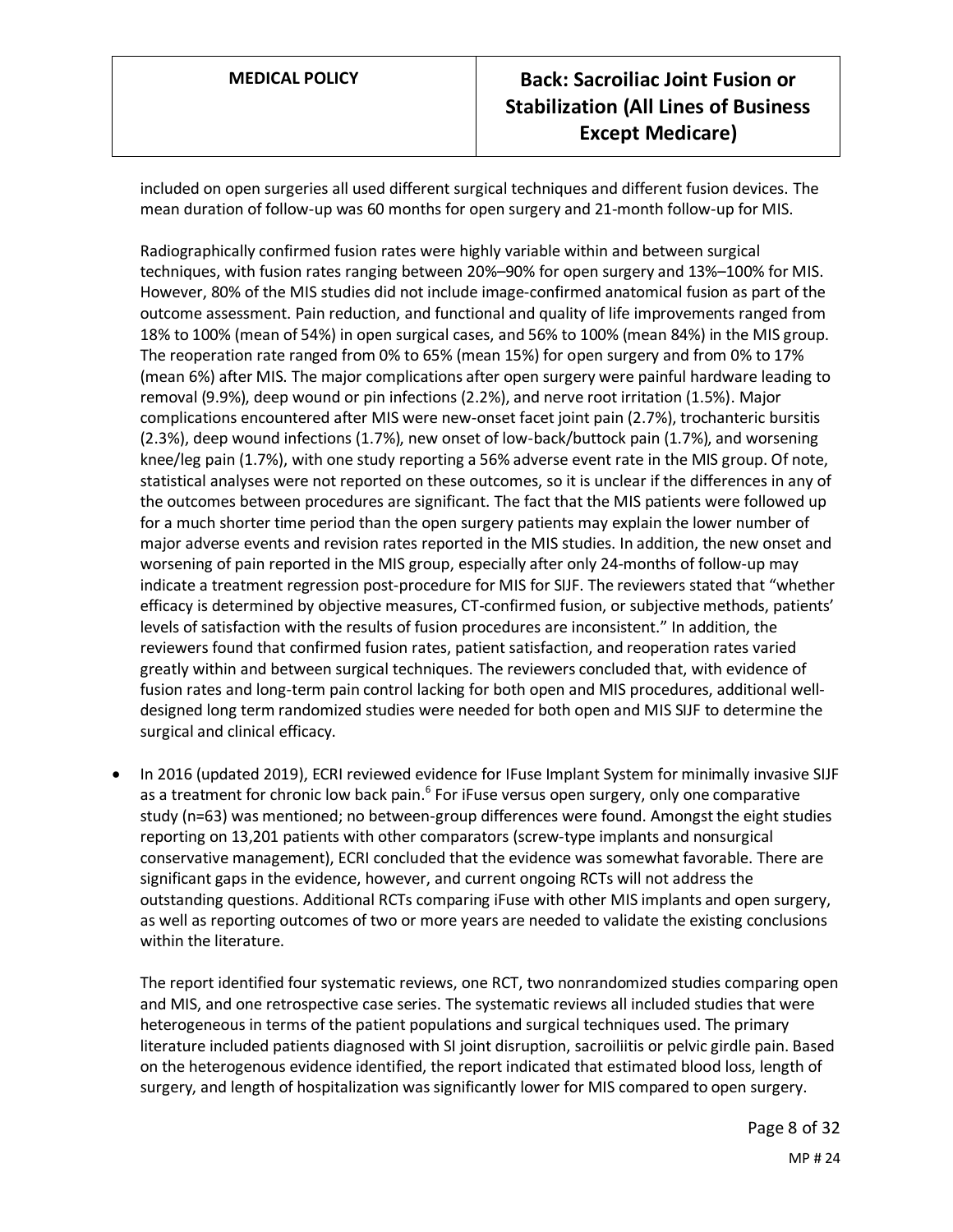included on open surgeries all used different surgical techniques and different fusion devices. The mean duration of follow-up was 60 months for open surgery and 21-month follow-up for MIS.

Radiographically confirmed fusion rates were highly variable within and between surgical techniques, with fusion rates ranging between 20%–90% for open surgery and 13%–100% for MIS. However, 80% of the MIS studies did not include image-confirmed anatomical fusion as part of the outcome assessment. Pain reduction, and functional and quality of life improvements ranged from 18% to 100% (mean of 54%) in open surgical cases, and 56% to 100% (mean 84%) in the MIS group. The reoperation rate ranged from 0% to 65% (mean 15%) for open surgery and from 0% to 17% (mean 6%) after MIS. The major complications after open surgery were painful hardware leading to removal (9.9%), deep wound or pin infections (2.2%), and nerve root irritation (1.5%). Major complications encountered after MIS were new-onset facet joint pain (2.7%), trochanteric bursitis (2.3%), deep wound infections (1.7%), new onset of low-back/buttock pain (1.7%), and worsening knee/leg pain (1.7%), with one study reporting a 56% adverse event rate in the MIS group. Of note, statistical analyses were not reported on these outcomes, so it is unclear if the differences in any of the outcomes between procedures are significant. The fact that the MIS patients were followed up for a much shorter time period than the open surgery patients may explain the lower number of major adverse events and revision rates reported in the MIS studies. In addition, the new onset and worsening of pain reported in the MIS group, especially after only 24-months of follow-up may indicate a treatment regression post-procedure for MIS for SIJF. The reviewers stated that "whether efficacy is determined by objective measures, CT-confirmed fusion, or subjective methods, patients' levels of satisfaction with the results of fusion procedures are inconsistent." In addition, the reviewers found that confirmed fusion rates, patient satisfaction, and reoperation rates varied greatly within and between surgical techniques. The reviewers concluded that, with evidence of fusion rates and long-term pain control lacking for both open and MIS procedures, additional well-designed long term randomized studies were needed for both open and MIS SIJF to determine the surgical and clinical efficacy.

- In 2016 (updated 2019), ECRI reviewed evidence for IFuse Implant System for minimally invasive SIJF as a treatment for chronic low back pain.[6] For iFuse versus open surgery, only one comparative study (n=63) was mentioned; no between-group differences were found. Amongst the eight studies reporting on 13,201 patients with other comparators (screw-type implants and nonsurgical conservative management), ECRI concluded that the evidence was somewhat favorable. There are significant gaps in the evidence, however, and current ongoing RCTs will not address the outstanding questions. Additional RCTs comparing iFuse with other MIS implants and open surgery, as well as reporting outcomes of two or more years are needed to validate the existing conclusions within the literature.

  The report identified four systematic reviews, one RCT, two nonrandomized studies comparing open and MIS, and one retrospective case series. The systematic reviews all included studies that were heterogeneous in terms of the patient populations and surgical techniques used. The primary literature included patients diagnosed with SI joint disruption, sacroiliitis or pelvic girdle pain. Based on the heterogenous evidence identified, the report indicated that estimated blood loss, length of surgery, and length of hospitalization was significantly lower for MIS compared to open surgery.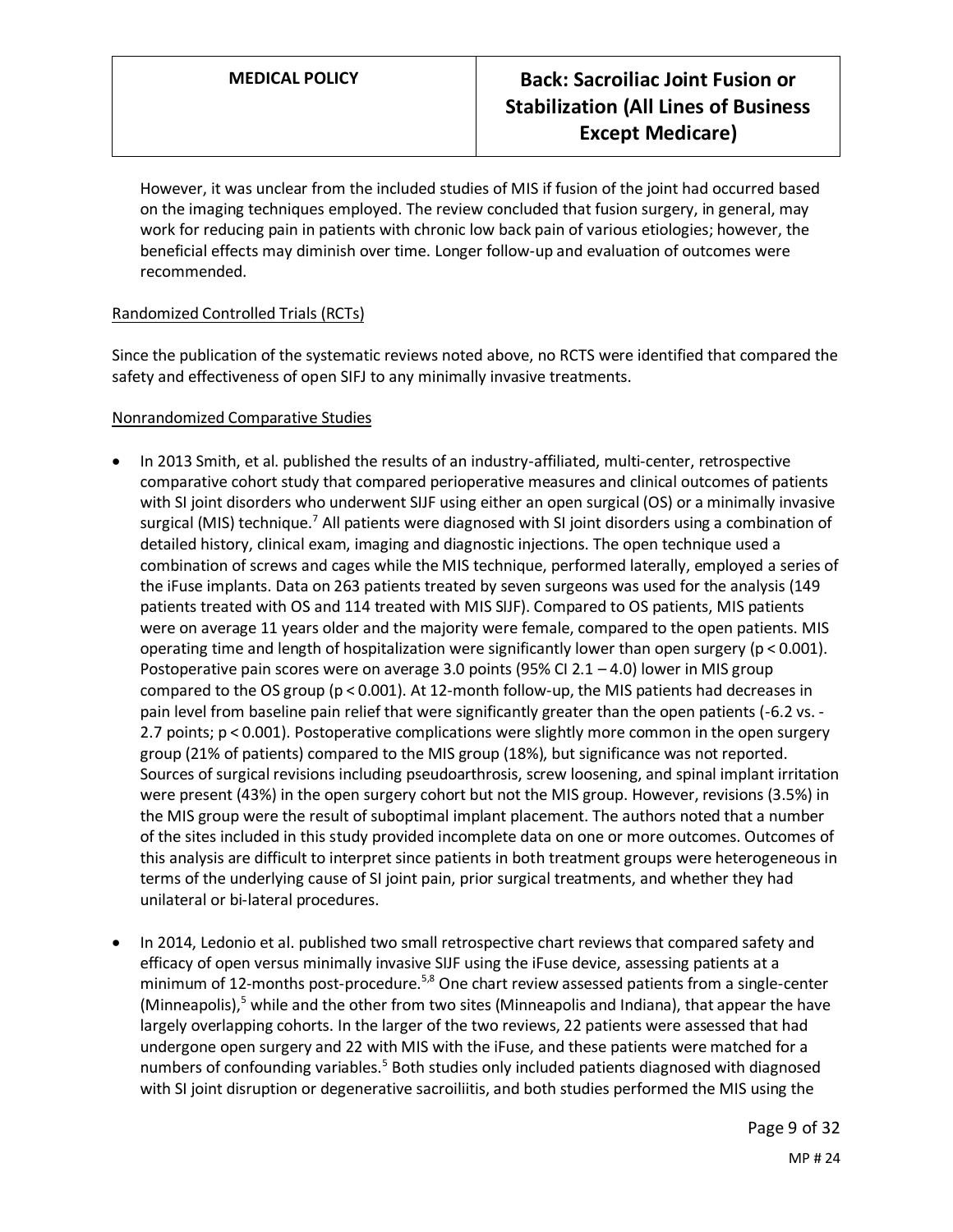However, it was unclear from the included studies of MIS if fusion of the joint had occurred based on the imaging techniques employed. The review concluded that fusion surgery, in general, may work for reducing pain in patients with chronic low back pain of various etiologies; however, the beneficial effects may diminish over time. Longer follow-up and evaluation of outcomes were recommended.

Randomized Controlled Trials (RCTs)

Since the publication of the systematic reviews noted above, no RCTS were identified that compared the safety and effectiveness of open SIFJ to any minimally invasive treatments.

Nonrandomized Comparative Studies

- In 2013 Smith, et al. published the results of an industry-affiliated, multi-center, retrospective comparative cohort study that compared perioperative measures and clinical outcomes of patients with SI joint disorders who underwent SIJF using either an open surgical (OS) or a minimally invasive surgical (MIS) technique.[7] All patients were diagnosed with SI joint disorders using a combination of detailed history, clinical exam, imaging and diagnostic injections. The open technique used a combination of screws and cages while the MIS technique, performed laterally, employed a series of the iFuse implants. Data on 263 patients treated by seven surgeons was used for the analysis (149 patients treated with OS and 114 treated with MIS SIJF). Compared to OS patients, MIS patients were on average 11 years older and the majority were female, compared to the open patients. MIS operating time and length of hospitalization were significantly lower than open surgery ($p < 0.001$). Postoperative pain scores were on average 3.0 points (95% CI 2.1 – 4.0) lower in MIS group compared to the OS group ($p < 0.001$). At 12-month follow-up, the MIS patients had decreases in pain level from baseline pain relief that were significantly greater than the open patients (-6.2 vs. -2.7 points; $p < 0.001$). Postoperative complications were slightly more common in the open surgery group (21% of patients) compared to the MIS group (18%), but significance was not reported. Sources of surgical revisions including pseudoarthrosis, screw loosening, and spinal implant irritation were present (43%) in the open surgery cohort but not the MIS group. However, revisions (3.5%) in the MIS group were the result of suboptimal implant placement. The authors noted that a number of the sites included in this study provided incomplete data on one or more outcomes. Outcomes of this analysis are difficult to interpret since patients in both treatment groups were heterogeneous in terms of the underlying cause of SI joint pain, prior surgical treatments, and whether they had unilateral or bi-lateral procedures.

- In 2014, Ledonio et al. published two small retrospective chart reviews that compared safety and efficacy of open versus minimally invasive SIJF using the iFuse device, assessing patients at a minimum of 12-months post-procedure.[5,8] One chart review assessed patients from a single-center (Minneapolis),[5] while and the other from two sites (Minneapolis and Indiana), that appear the have largely overlapping cohorts. In the larger of the two reviews, 22 patients were assessed that had undergone open surgery and 22 with MIS with the iFuse, and these patients were matched for a numbers of confounding variables.[5] Both studies only included patients diagnosed with diagnosed with SI joint disruption or degenerative sacroiliitis, and both studies performed the MIS using the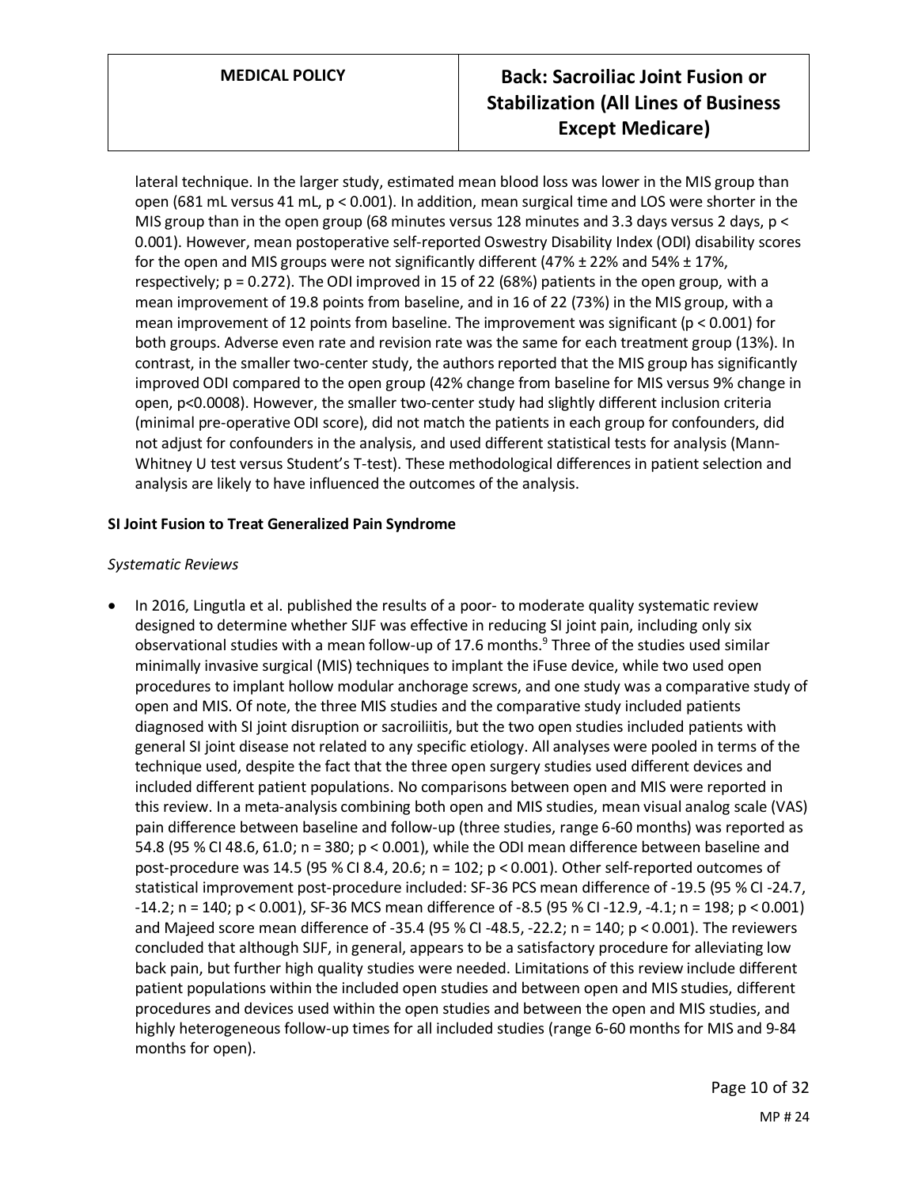lateral technique. In the larger study, estimated mean blood loss was lower in the MIS group than open (681 mL versus 41 mL, $p < 0.001$). In addition, mean surgical time and LOS were shorter in the MIS group than in the open group (68 minutes versus 128 minutes and 3.3 days versus 2 days, $p < 0.001$). However, mean postoperative self-reported Oswestry Disability Index (ODI) disability scores for the open and MIS groups were not significantly different (47% ± 22% and 54% ± 17%, respectively; $p = 0.272$). The ODI improved in 15 of 22 (68%) patients in the open group, with a mean improvement of 19.8 points from baseline, and in 16 of 22 (73%) in the MIS group, with a mean improvement of 12 points from baseline. The improvement was significant ($p < 0.001$) for both groups. Adverse even rate and revision rate was the same for each treatment group (13%). In contrast, in the smaller two-center study, the authors reported that the MIS group has significantly improved ODI compared to the open group (42% change from baseline for MIS versus 9% change in open, $p<0.0008$). However, the smaller two-center study had slightly different inclusion criteria (minimal pre-operative ODI score), did not match the patients in each group for confounders, did not adjust for confounders in the analysis, and used different statistical tests for analysis (Mann-Whitney U test versus Student's T-test). These methodological differences in patient selection and analysis are likely to have influenced the outcomes of the analysis.

**SI Joint Fusion to Treat Generalized Pain Syndrome**

*Systematic Reviews*

- In 2016, Lingutla et al. published the results of a poor- to moderate quality systematic review designed to determine whether SIJF was effective in reducing SI joint pain, including only six observational studies with a mean follow-up of 17.6 months.[9] Three of the studies used similar minimally invasive surgical (MIS) techniques to implant the iFuse device, while two used open procedures to implant hollow modular anchorage screws, and one study was a comparative study of open and MIS. Of note, the three MIS studies and the comparative study included patients diagnosed with SI joint disruption or sacroiliitis, but the two open studies included patients with general SI joint disease not related to any specific etiology. All analyses were pooled in terms of the technique used, despite the fact that the three open surgery studies used different devices and included different patient populations. No comparisons between open and MIS were reported in this review. In a meta-analysis combining both open and MIS studies, mean visual analog scale (VAS) pain difference between baseline and follow-up (three studies, range 6-60 months) was reported as 54.8 (95 % CI 48.6, 61.0; n = 380; $p < 0.001$), while the ODI mean difference between baseline and post-procedure was 14.5 (95 % CI 8.4, 20.6; n = 102; $p < 0.001$). Other self-reported outcomes of statistical improvement post-procedure included: SF-36 PCS mean difference of -19.5 (95 % CI -24.7, -14.2; n = 140; $p < 0.001$), SF-36 MCS mean difference of -8.5 (95 % CI -12.9, -4.1; n = 198; $p < 0.001$) and Majeed score mean difference of -35.4 (95 % CI -48.5, -22.2; n = 140; $p < 0.001$). The reviewers concluded that although SIJF, in general, appears to be a satisfactory procedure for alleviating low back pain, but further high quality studies were needed. Limitations of this review include different patient populations within the included open studies and between open and MIS studies, different procedures and devices used within the open studies and between the open and MIS studies, and highly heterogeneous follow-up times for all included studies (range 6-60 months for MIS and 9-84 months for open).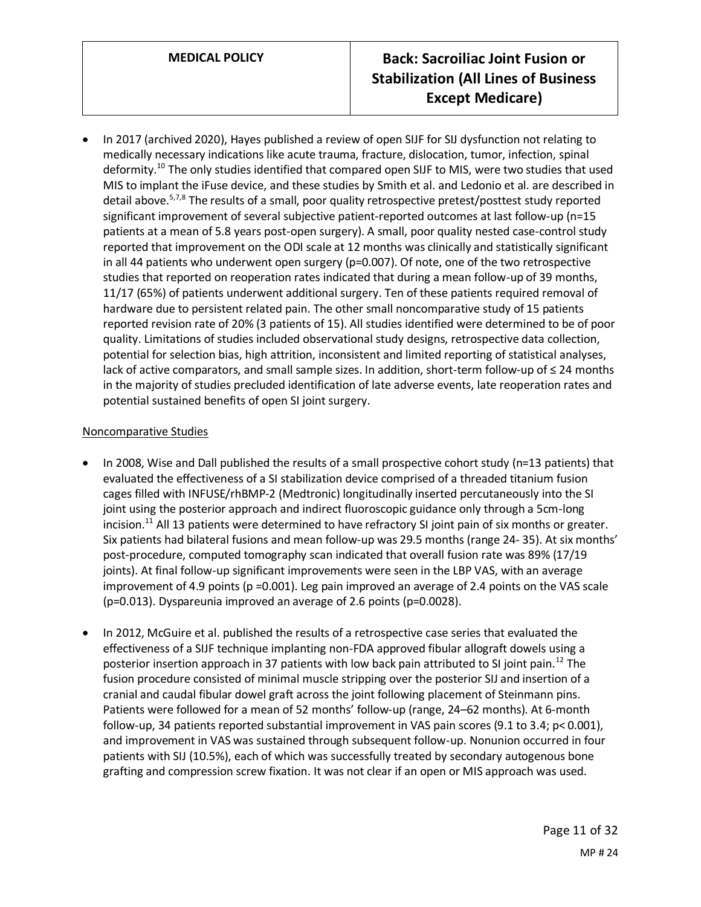- In 2017 (archived 2020), Hayes published a review of open SIJF for SIJ dysfunction not relating to medically necessary indications like acute trauma, fracture, dislocation, tumor, infection, spinal deformity.[10] The only studies identified that compared open SIJF to MIS, were two studies that used MIS to implant the iFuse device, and these studies by Smith et al. and Ledonio et al. are described in detail above.[5,7,8] The results of a small, poor quality retrospective pretest/posttest study reported significant improvement of several subjective patient-reported outcomes at last follow-up (n=15 patients at a mean of 5.8 years post-open surgery). A small, poor quality nested case-control study reported that improvement on the ODI scale at 12 months was clinically and statistically significant in all 44 patients who underwent open surgery (p=0.007). Of note, one of the two retrospective studies that reported on reoperation rates indicated that during a mean follow-up of 39 months, 11/17 (65%) of patients underwent additional surgery. Ten of these patients required removal of hardware due to persistent related pain. The other small noncomparative study of 15 patients reported revision rate of 20% (3 patients of 15). All studies identified were determined to be of poor quality. Limitations of studies included observational study designs, retrospective data collection, potential for selection bias, high attrition, inconsistent and limited reporting of statistical analyses, lack of active comparators, and small sample sizes. In addition, short-term follow-up of ≤ 24 months in the majority of studies precluded identification of late adverse events, late reoperation rates and potential sustained benefits of open SI joint surgery.

Noncomparative Studies

- In 2008, Wise and Dall published the results of a small prospective cohort study (n=13 patients) that evaluated the effectiveness of a SI stabilization device comprised of a threaded titanium fusion cages filled with INFUSE/rhBMP-2 (Medtronic) longitudinally inserted percutaneously into the SI joint using the posterior approach and indirect fluoroscopic guidance only through a 5cm-long incision.[11] All 13 patients were determined to have refractory SI joint pain of six months or greater. Six patients had bilateral fusions and mean follow-up was 29.5 months (range 24- 35). At six months' post-procedure, computed tomography scan indicated that overall fusion rate was 89% (17/19 joints). At final follow-up significant improvements were seen in the LBP VAS, with an average improvement of 4.9 points (p =0.001). Leg pain improved an average of 2.4 points on the VAS scale (p=0.013). Dyspareunia improved an average of 2.6 points (p=0.0028).

- In 2012, McGuire et al. published the results of a retrospective case series that evaluated the effectiveness of a SIJF technique implanting non-FDA approved fibular allograft dowels using a posterior insertion approach in 37 patients with low back pain attributed to SI joint pain.[12] The fusion procedure consisted of minimal muscle stripping over the posterior SIJ and insertion of a cranial and caudal fibular dowel graft across the joint following placement of Steinmann pins. Patients were followed for a mean of 52 months' follow-up (range, 24–62 months). At 6-month follow-up, 34 patients reported substantial improvement in VAS pain scores (9.1 to 3.4; p< 0.001), and improvement in VAS was sustained through subsequent follow-up. Nonunion occurred in four patients with SIJ (10.5%), each of which was successfully treated by secondary autogenous bone grafting and compression screw fixation. It was not clear if an open or MIS approach was used.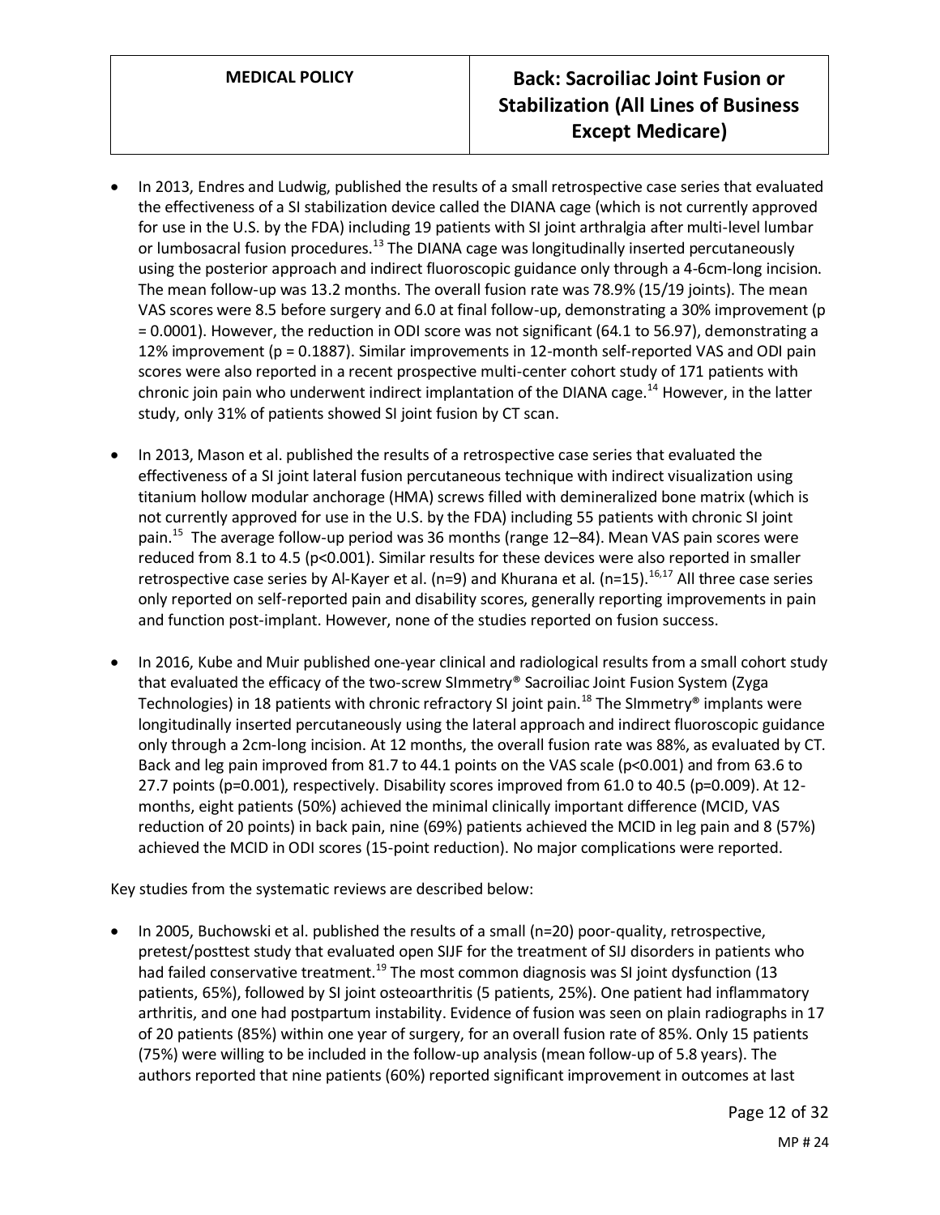- In 2013, Endres and Ludwig, published the results of a small retrospective case series that evaluated the effectiveness of a SI stabilization device called the DIANA cage (which is not currently approved for use in the U.S. by the FDA) including 19 patients with SI joint arthralgia after multi-level lumbar or lumbosacral fusion procedures.[13] The DIANA cage was longitudinally inserted percutaneously using the posterior approach and indirect fluoroscopic guidance only through a 4-6cm-long incision. The mean follow-up was 13.2 months. The overall fusion rate was 78.9% (15/19 joints). The mean VAS scores were 8.5 before surgery and 6.0 at final follow-up, demonstrating a 30% improvement (p = 0.0001). However, the reduction in ODI score was not significant (64.1 to 56.97), demonstrating a 12% improvement (p = 0.1887). Similar improvements in 12-month self-reported VAS and ODI pain scores were also reported in a recent prospective multi-center cohort study of 171 patients with chronic join pain who underwent indirect implantation of the DIANA cage.[14] However, in the latter study, only 31% of patients showed SI joint fusion by CT scan.

- In 2013, Mason et al. published the results of a retrospective case series that evaluated the effectiveness of a SI joint lateral fusion percutaneous technique with indirect visualization using titanium hollow modular anchorage (HMA) screws filled with demineralized bone matrix (which is not currently approved for use in the U.S. by the FDA) including 55 patients with chronic SI joint pain.[15] The average follow-up period was 36 months (range 12–84). Mean VAS pain scores were reduced from 8.1 to 4.5 (p<0.001). Similar results for these devices were also reported in smaller retrospective case series by Al-Kayer et al. (n=9) and Khurana et al. (n=15).[16,17] All three case series only reported on self-reported pain and disability scores, generally reporting improvements in pain and function post-implant. However, none of the studies reported on fusion success.

- In 2016, Kube and Muir published one-year clinical and radiological results from a small cohort study that evaluated the efficacy of the two-screw SImmetry® Sacroiliac Joint Fusion System (Zyga Technologies) in 18 patients with chronic refractory SI joint pain.[18] The SImmetry® implants were longitudinally inserted percutaneously using the lateral approach and indirect fluoroscopic guidance only through a 2cm-long incision. At 12 months, the overall fusion rate was 88%, as evaluated by CT. Back and leg pain improved from 81.7 to 44.1 points on the VAS scale (p<0.001) and from 63.6 to 27.7 points (p=0.001), respectively. Disability scores improved from 61.0 to 40.5 (p=0.009). At 12-months, eight patients (50%) achieved the minimal clinically important difference (MCID, VAS reduction of 20 points) in back pain, nine (69%) patients achieved the MCID in leg pain and 8 (57%) achieved the MCID in ODI scores (15-point reduction). No major complications were reported.

Key studies from the systematic reviews are described below:

- In 2005, Buchowski et al. published the results of a small (n=20) poor-quality, retrospective, pretest/posttest study that evaluated open SIJF for the treatment of SIJ disorders in patients who had failed conservative treatment.[19] The most common diagnosis was SI joint dysfunction (13 patients, 65%), followed by SI joint osteoarthritis (5 patients, 25%). One patient had inflammatory arthritis, and one had postpartum instability. Evidence of fusion was seen on plain radiographs in 17 of 20 patients (85%) within one year of surgery, for an overall fusion rate of 85%. Only 15 patients (75%) were willing to be included in the follow-up analysis (mean follow-up of 5.8 years). The authors reported that nine patients (60%) reported significant improvement in outcomes at last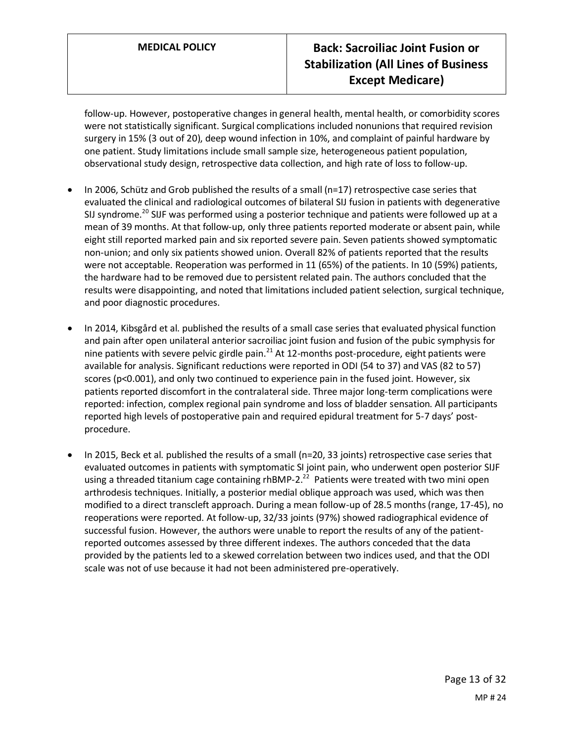follow-up. However, postoperative changes in general health, mental health, or comorbidity scores were not statistically significant. Surgical complications included nonunions that required revision surgery in 15% (3 out of 20), deep wound infection in 10%, and complaint of painful hardware by one patient. Study limitations include small sample size, heterogeneous patient population, observational study design, retrospective data collection, and high rate of loss to follow-up.

- In 2006, Schütz and Grob published the results of a small (n=17) retrospective case series that evaluated the clinical and radiological outcomes of bilateral SIJ fusion in patients with degenerative SIJ syndrome.[20] SIJF was performed using a posterior technique and patients were followed up at a mean of 39 months. At that follow-up, only three patients reported moderate or absent pain, while eight still reported marked pain and six reported severe pain. Seven patients showed symptomatic non-union; and only six patients showed union. Overall 82% of patients reported that the results were not acceptable. Reoperation was performed in 11 (65%) of the patients. In 10 (59%) patients, the hardware had to be removed due to persistent related pain. The authors concluded that the results were disappointing, and noted that limitations included patient selection, surgical technique, and poor diagnostic procedures.

- In 2014, Kibsgård et al. published the results of a small case series that evaluated physical function and pain after open unilateral anterior sacroiliac joint fusion and fusion of the pubic symphysis for nine patients with severe pelvic girdle pain.[21] At 12-months post-procedure, eight patients were available for analysis. Significant reductions were reported in ODI (54 to 37) and VAS (82 to 57) scores ($p<0.001$), and only two continued to experience pain in the fused joint. However, six patients reported discomfort in the contralateral side. Three major long-term complications were reported: infection, complex regional pain syndrome and loss of bladder sensation. All participants reported high levels of postoperative pain and required epidural treatment for 5-7 days' post-procedure.

- In 2015, Beck et al. published the results of a small (n=20, 33 joints) retrospective case series that evaluated outcomes in patients with symptomatic SI joint pain, who underwent open posterior SIJF using a threaded titanium cage containing rhBMP-2.[22] Patients were treated with two mini open arthrodesis techniques. Initially, a posterior medial oblique approach was used, which was then modified to a direct transcleft approach. During a mean follow-up of 28.5 months (range, 17-45), no reoperations were reported. At follow-up, 32/33 joints (97%) showed radiographical evidence of successful fusion. However, the authors were unable to report the results of any of the patient-reported outcomes assessed by three different indexes. The authors conceded that the data provided by the patients led to a skewed correlation between two indices used, and that the ODI scale was not of use because it had not been administered pre-operatively.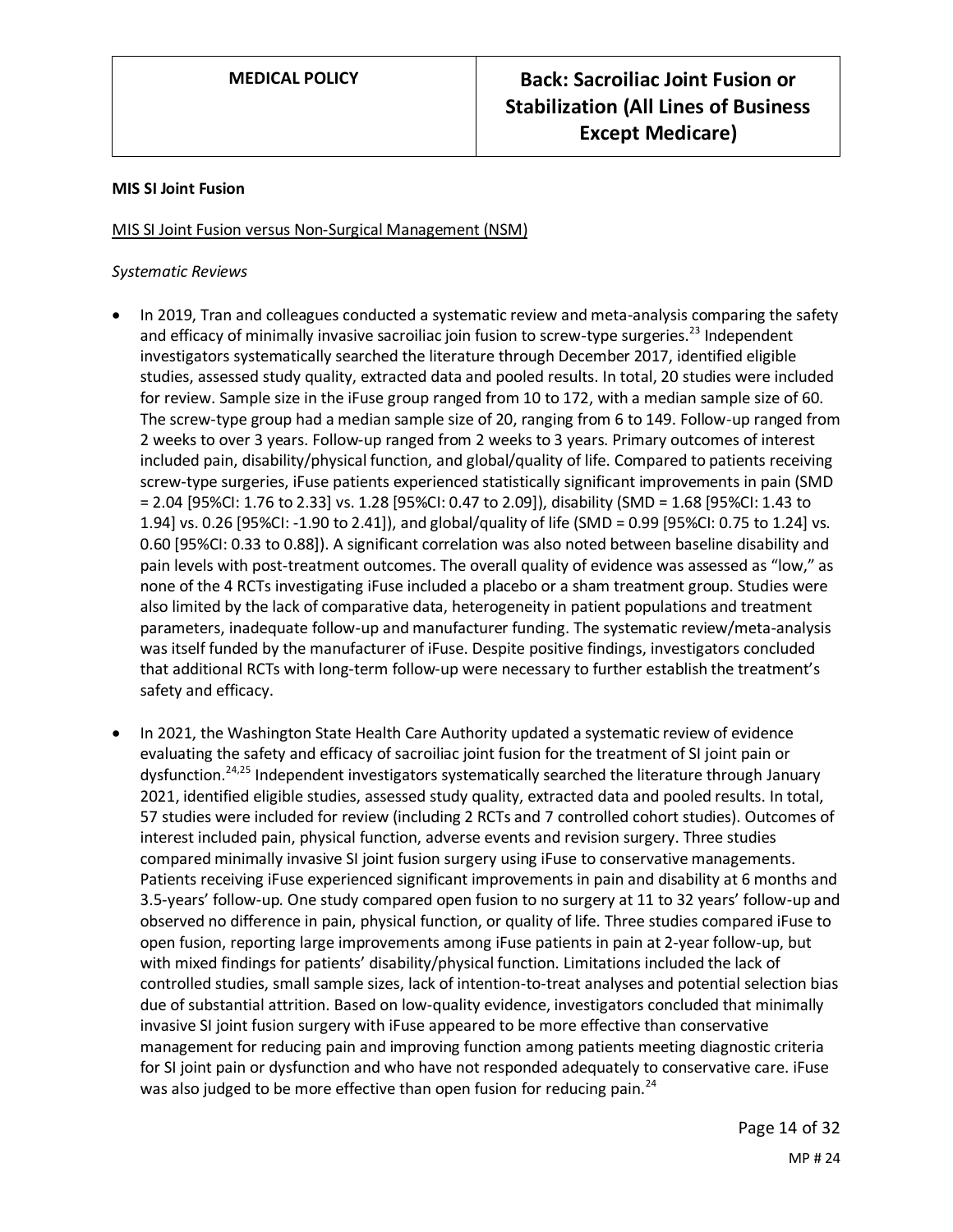**MIS SI Joint Fusion**

MIS SI Joint Fusion versus Non-Surgical Management (NSM)

*Systematic Reviews*

- In 2019, Tran and colleagues conducted a systematic review and meta-analysis comparing the safety and efficacy of minimally invasive sacroiliac join fusion to screw-type surgeries.[23] Independent investigators systematically searched the literature through December 2017, identified eligible studies, assessed study quality, extracted data and pooled results. In total, 20 studies were included for review. Sample size in the iFuse group ranged from 10 to 172, with a median sample size of 60. The screw-type group had a median sample size of 20, ranging from 6 to 149. Follow-up ranged from 2 weeks to over 3 years. Follow-up ranged from 2 weeks to 3 years. Primary outcomes of interest included pain, disability/physical function, and global/quality of life. Compared to patients receiving screw-type surgeries, iFuse patients experienced statistically significant improvements in pain (SMD = 2.04 [95%CI: 1.76 to 2.33] vs. 1.28 [95%CI: 0.47 to 2.09]), disability (SMD = 1.68 [95%CI: 1.43 to 1.94] vs. 0.26 [95%CI: -1.90 to 2.41]), and global/quality of life (SMD = 0.99 [95%CI: 0.75 to 1.24] vs. 0.60 [95%CI: 0.33 to 0.88]). A significant correlation was also noted between baseline disability and pain levels with post-treatment outcomes. The overall quality of evidence was assessed as "low," as none of the 4 RCTs investigating iFuse included a placebo or a sham treatment group. Studies were also limited by the lack of comparative data, heterogeneity in patient populations and treatment parameters, inadequate follow-up and manufacturer funding. The systematic review/meta-analysis was itself funded by the manufacturer of iFuse. Despite positive findings, investigators concluded that additional RCTs with long-term follow-up were necessary to further establish the treatment's safety and efficacy.

- In 2021, the Washington State Health Care Authority updated a systematic review of evidence evaluating the safety and efficacy of sacroiliac joint fusion for the treatment of SI joint pain or dysfunction.[24,25] Independent investigators systematically searched the literature through January 2021, identified eligible studies, assessed study quality, extracted data and pooled results. In total, 57 studies were included for review (including 2 RCTs and 7 controlled cohort studies). Outcomes of interest included pain, physical function, adverse events and revision surgery. Three studies compared minimally invasive SI joint fusion surgery using iFuse to conservative managements. Patients receiving iFuse experienced significant improvements in pain and disability at 6 months and 3.5-years' follow-up. One study compared open fusion to no surgery at 11 to 32 years' follow-up and observed no difference in pain, physical function, or quality of life. Three studies compared iFuse to open fusion, reporting large improvements among iFuse patients in pain at 2-year follow-up, but with mixed findings for patients' disability/physical function. Limitations included the lack of controlled studies, small sample sizes, lack of intention-to-treat analyses and potential selection bias due of substantial attrition. Based on low-quality evidence, investigators concluded that minimally invasive SI joint fusion surgery with iFuse appeared to be more effective than conservative management for reducing pain and improving function among patients meeting diagnostic criteria for SI joint pain or dysfunction and who have not responded adequately to conservative care. iFuse was also judged to be more effective than open fusion for reducing pain.[24]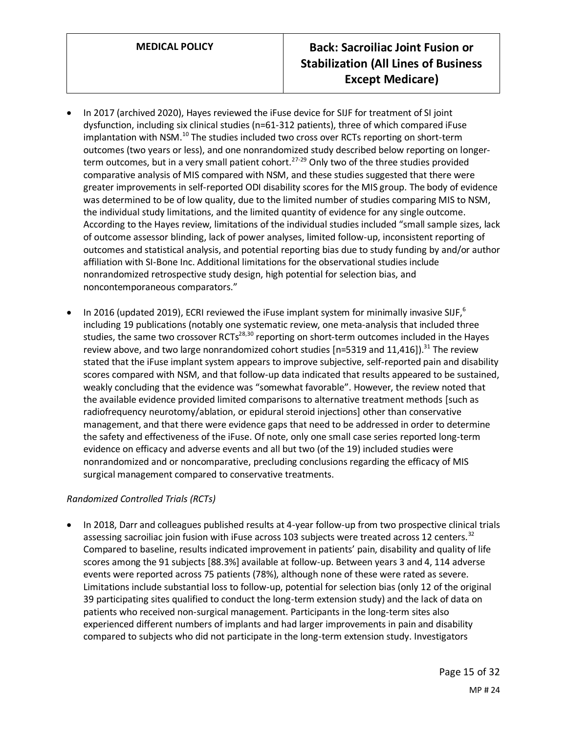- In 2017 (archived 2020), Hayes reviewed the iFuse device for SIJF for treatment of SI joint dysfunction, including six clinical studies (n=61-312 patients), three of which compared iFuse implantation with NSM.[10] The studies included two cross over RCTs reporting on short-term outcomes (two years or less), and one nonrandomized study described below reporting on longer-term outcomes, but in a very small patient cohort.[27-29] Only two of the three studies provided comparative analysis of MIS compared with NSM, and these studies suggested that there were greater improvements in self-reported ODI disability scores for the MIS group. The body of evidence was determined to be of low quality, due to the limited number of studies comparing MIS to NSM, the individual study limitations, and the limited quantity of evidence for any single outcome. According to the Hayes review, limitations of the individual studies included "small sample sizes, lack of outcome assessor blinding, lack of power analyses, limited follow-up, inconsistent reporting of outcomes and statistical analysis, and potential reporting bias due to study funding by and/or author affiliation with SI-Bone Inc. Additional limitations for the observational studies include nonrandomized retrospective study design, high potential for selection bias, and noncontemporaneous comparators."
- In 2016 (updated 2019), ECRI reviewed the iFuse implant system for minimally invasive SIJF,[6] including 19 publications (notably one systematic review, one meta-analysis that included three studies, the same two crossover RCTs[28,30] reporting on short-term outcomes included in the Hayes review above, and two large nonrandomized cohort studies [n=5319 and 11,416]).[31] The review stated that the iFuse implant system appears to improve subjective, self-reported pain and disability scores compared with NSM, and that follow-up data indicated that results appeared to be sustained, weakly concluding that the evidence was "somewhat favorable". However, the review noted that the available evidence provided limited comparisons to alternative treatment methods [such as radiofrequency neurotomy/ablation, or epidural steroid injections] other than conservative management, and that there were evidence gaps that need to be addressed in order to determine the safety and effectiveness of the iFuse. Of note, only one small case series reported long-term evidence on efficacy and adverse events and all but two (of the 19) included studies were nonrandomized and or noncomparative, precluding conclusions regarding the efficacy of MIS surgical management compared to conservative treatments.

*Randomized Controlled Trials (RCTs)*

- In 2018, Darr and colleagues published results at 4-year follow-up from two prospective clinical trials assessing sacroiliac join fusion with iFuse across 103 subjects were treated across 12 centers.[32] Compared to baseline, results indicated improvement in patients' pain, disability and quality of life scores among the 91 subjects [88.3%] available at follow-up. Between years 3 and 4, 114 adverse events were reported across 75 patients (78%), although none of these were rated as severe. Limitations include substantial loss to follow-up, potential for selection bias (only 12 of the original 39 participating sites qualified to conduct the long-term extension study) and the lack of data on patients who received non-surgical management. Participants in the long-term sites also experienced different numbers of implants and had larger improvements in pain and disability compared to subjects who did not participate in the long-term extension study. Investigators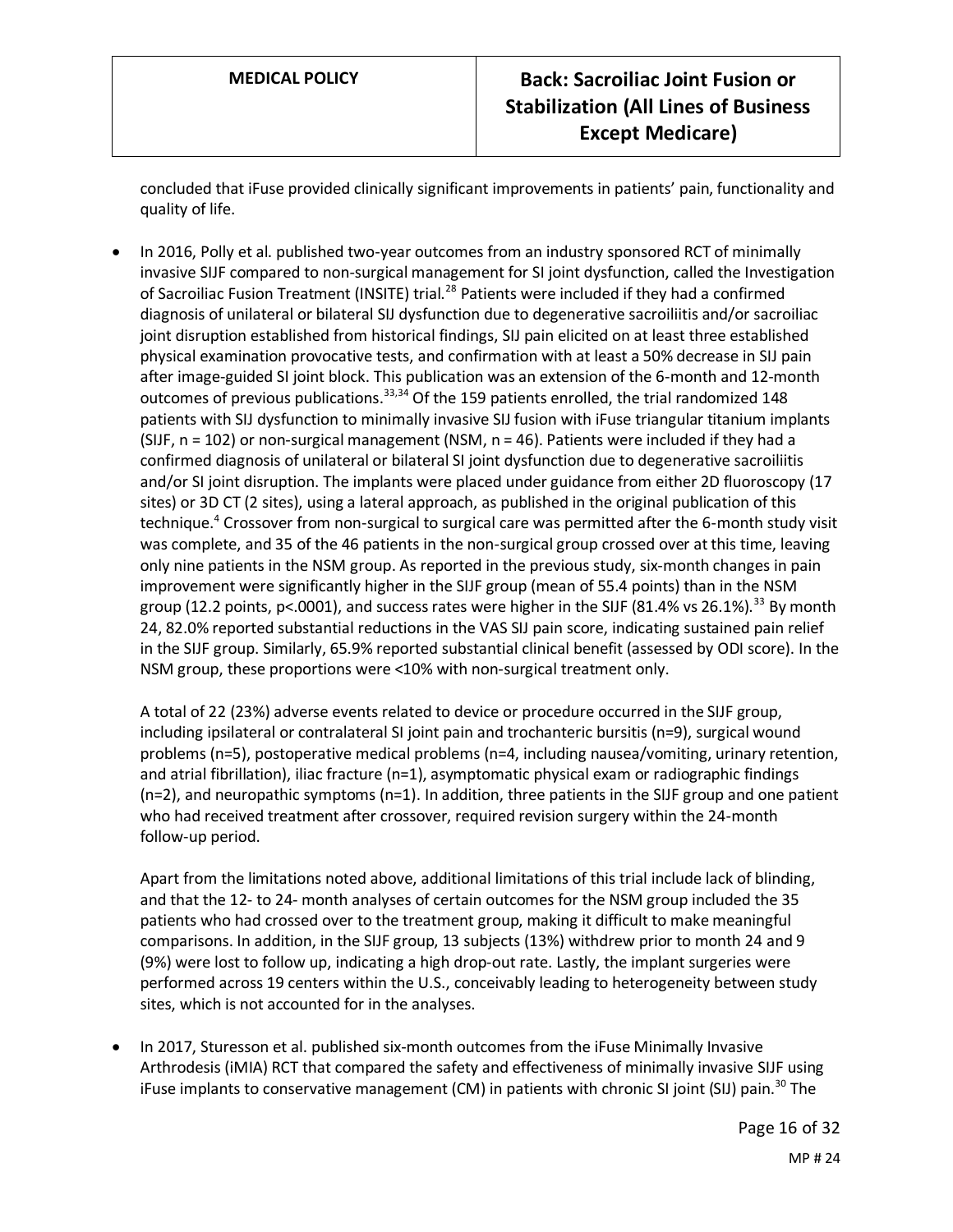concluded that iFuse provided clinically significant improvements in patients' pain, functionality and quality of life.

- In 2016, Polly et al. published two-year outcomes from an industry sponsored RCT of minimally invasive SIJF compared to non-surgical management for SI joint dysfunction, called the Investigation of Sacroiliac Fusion Treatment (INSITE) trial.[28] Patients were included if they had a confirmed diagnosis of unilateral or bilateral SIJ dysfunction due to degenerative sacroiliitis and/or sacroiliac joint disruption established from historical findings, SIJ pain elicited on at least three established physical examination provocative tests, and confirmation with at least a 50% decrease in SIJ pain after image-guided SI joint block. This publication was an extension of the 6-month and 12-month outcomes of previous publications.[33,34] Of the 159 patients enrolled, the trial randomized 148 patients with SIJ dysfunction to minimally invasive SIJ fusion with iFuse triangular titanium implants (SIJF, n = 102) or non-surgical management (NSM, n = 46). Patients were included if they had a confirmed diagnosis of unilateral or bilateral SI joint dysfunction due to degenerative sacroiliitis and/or SI joint disruption. The implants were placed under guidance from either 2D fluoroscopy (17 sites) or 3D CT (2 sites), using a lateral approach, as published in the original publication of this technique.[4] Crossover from non-surgical to surgical care was permitted after the 6-month study visit was complete, and 35 of the 46 patients in the non-surgical group crossed over at this time, leaving only nine patients in the NSM group. As reported in the previous study, six-month changes in pain improvement were significantly higher in the SIJF group (mean of 55.4 points) than in the NSM group (12.2 points, p<.0001), and success rates were higher in the SIJF (81.4% vs 26.1%).[33] By month 24, 82.0% reported substantial reductions in the VAS SIJ pain score, indicating sustained pain relief in the SIJF group. Similarly, 65.9% reported substantial clinical benefit (assessed by ODI score). In the NSM group, these proportions were <10% with non-surgical treatment only.

  A total of 22 (23%) adverse events related to device or procedure occurred in the SIJF group, including ipsilateral or contralateral SI joint pain and trochanteric bursitis (n=9), surgical wound problems (n=5), postoperative medical problems (n=4, including nausea/vomiting, urinary retention, and atrial fibrillation), iliac fracture (n=1), asymptomatic physical exam or radiographic findings (n=2), and neuropathic symptoms (n=1). In addition, three patients in the SIJF group and one patient who had received treatment after crossover, required revision surgery within the 24-month follow-up period.

  Apart from the limitations noted above, additional limitations of this trial include lack of blinding, and that the 12- to 24- month analyses of certain outcomes for the NSM group included the 35 patients who had crossed over to the treatment group, making it difficult to make meaningful comparisons. In addition, in the SIJF group, 13 subjects (13%) withdrew prior to month 24 and 9 (9%) were lost to follow up, indicating a high drop-out rate. Lastly, the implant surgeries were performed across 19 centers within the U.S., conceivably leading to heterogeneity between study sites, which is not accounted for in the analyses.

- In 2017, Sturesson et al. published six-month outcomes from the iFuse Minimally Invasive Arthrodesis (iMIA) RCT that compared the safety and effectiveness of minimally invasive SIJF using iFuse implants to conservative management (CM) in patients with chronic SI joint (SIJ) pain.[30] The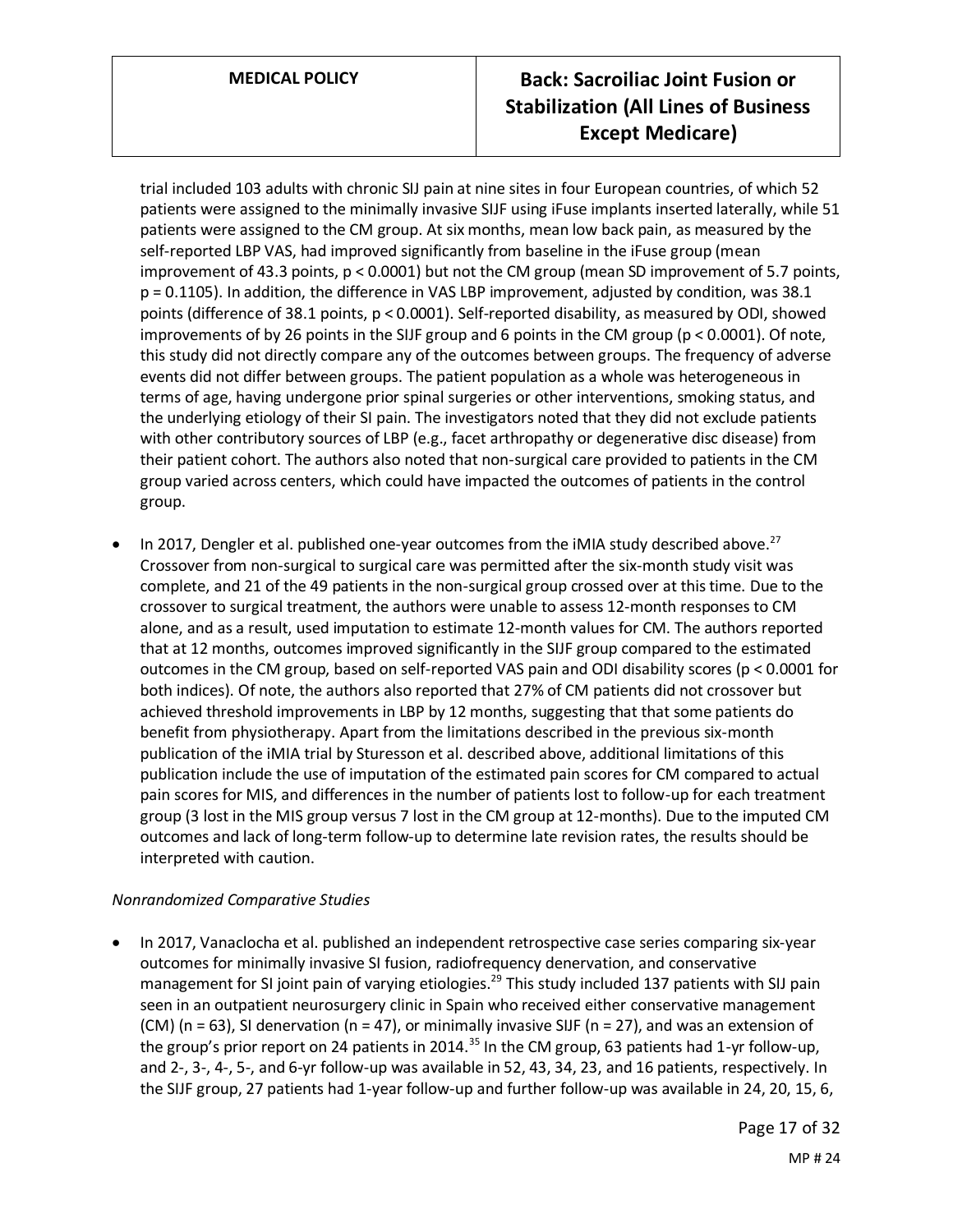trial included 103 adults with chronic SIJ pain at nine sites in four European countries, of which 52 patients were assigned to the minimally invasive SIJF using iFuse implants inserted laterally, while 51 patients were assigned to the CM group. At six months, mean low back pain, as measured by the self-reported LBP VAS, had improved significantly from baseline in the iFuse group (mean improvement of 43.3 points, $p < 0.0001$) but not the CM group (mean SD improvement of 5.7 points, $p = 0.1105$). In addition, the difference in VAS LBP improvement, adjusted by condition, was 38.1 points (difference of 38.1 points, $p < 0.0001$). Self-reported disability, as measured by ODI, showed improvements of by 26 points in the SIJF group and 6 points in the CM group ($p < 0.0001$). Of note, this study did not directly compare any of the outcomes between groups. The frequency of adverse events did not differ between groups. The patient population as a whole was heterogeneous in terms of age, having undergone prior spinal surgeries or other interventions, smoking status, and the underlying etiology of their SI pain. The investigators noted that they did not exclude patients with other contributory sources of LBP (e.g., facet arthropathy or degenerative disc disease) from their patient cohort. The authors also noted that non-surgical care provided to patients in the CM group varied across centers, which could have impacted the outcomes of patients in the control group.

- In 2017, Dengler et al. published one-year outcomes from the iMIA study described above.[27] Crossover from non-surgical to surgical care was permitted after the six-month study visit was complete, and 21 of the 49 patients in the non-surgical group crossed over at this time. Due to the crossover to surgical treatment, the authors were unable to assess 12-month responses to CM alone, and as a result, used imputation to estimate 12-month values for CM. The authors reported that at 12 months, outcomes improved significantly in the SIJF group compared to the estimated outcomes in the CM group, based on self-reported VAS pain and ODI disability scores ($p < 0.0001$ for both indices). Of note, the authors also reported that 27% of CM patients did not crossover but achieved threshold improvements in LBP by 12 months, suggesting that that some patients do benefit from physiotherapy. Apart from the limitations described in the previous six-month publication of the iMIA trial by Sturesson et al. described above, additional limitations of this publication include the use of imputation of the estimated pain scores for CM compared to actual pain scores for MIS, and differences in the number of patients lost to follow-up for each treatment group (3 lost in the MIS group versus 7 lost in the CM group at 12-months). Due to the imputed CM outcomes and lack of long-term follow-up to determine late revision rates, the results should be interpreted with caution.

*Nonrandomized Comparative Studies*

- In 2017, Vanaclocha et al. published an independent retrospective case series comparing six-year outcomes for minimally invasive SI fusion, radiofrequency denervation, and conservative management for SI joint pain of varying etiologies.[29] This study included 137 patients with SIJ pain seen in an outpatient neurosurgery clinic in Spain who received either conservative management (CM) (n = 63), SI denervation (n = 47), or minimally invasive SIJF (n = 27), and was an extension of the group's prior report on 24 patients in 2014.[35] In the CM group, 63 patients had 1-yr follow-up, and 2-, 3-, 4-, 5-, and 6-yr follow-up was available in 52, 43, 34, 23, and 16 patients, respectively. In the SIJF group, 27 patients had 1-year follow-up and further follow-up was available in 24, 20, 15, 6,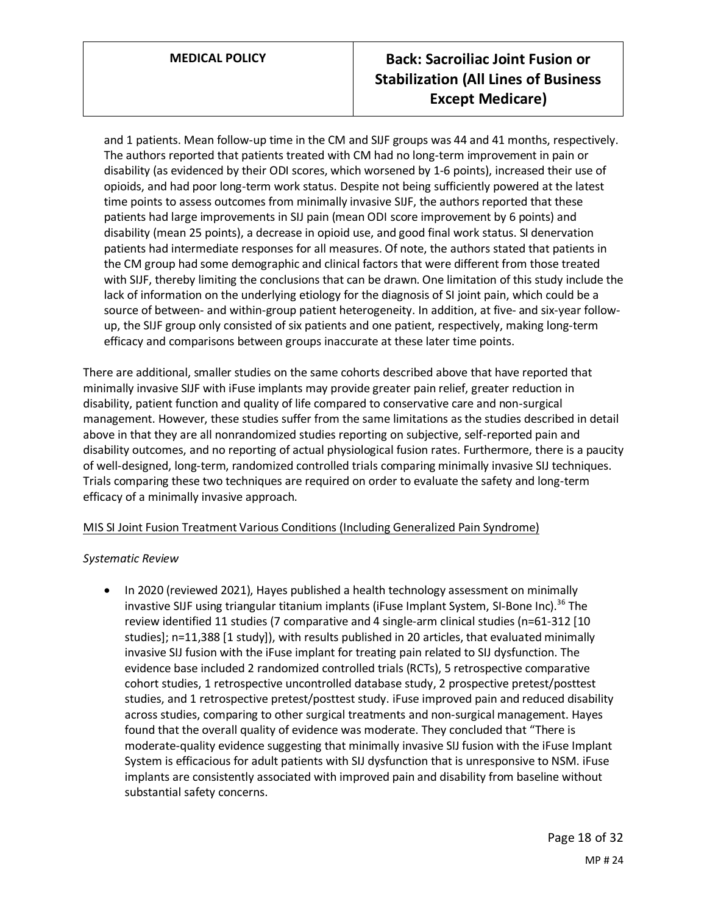and 1 patients. Mean follow-up time in the CM and SIJF groups was 44 and 41 months, respectively. The authors reported that patients treated with CM had no long-term improvement in pain or disability (as evidenced by their ODI scores, which worsened by 1-6 points), increased their use of opioids, and had poor long-term work status. Despite not being sufficiently powered at the latest time points to assess outcomes from minimally invasive SIJF, the authors reported that these patients had large improvements in SIJ pain (mean ODI score improvement by 6 points) and disability (mean 25 points), a decrease in opioid use, and good final work status. SI denervation patients had intermediate responses for all measures. Of note, the authors stated that patients in the CM group had some demographic and clinical factors that were different from those treated with SIJF, thereby limiting the conclusions that can be drawn. One limitation of this study include the lack of information on the underlying etiology for the diagnosis of SI joint pain, which could be a source of between- and within-group patient heterogeneity. In addition, at five- and six-year follow-up, the SIJF group only consisted of six patients and one patient, respectively, making long-term efficacy and comparisons between groups inaccurate at these later time points.

There are additional, smaller studies on the same cohorts described above that have reported that minimally invasive SIJF with iFuse implants may provide greater pain relief, greater reduction in disability, patient function and quality of life compared to conservative care and non-surgical management. However, these studies suffer from the same limitations as the studies described in detail above in that they are all nonrandomized studies reporting on subjective, self-reported pain and disability outcomes, and no reporting of actual physiological fusion rates. Furthermore, there is a paucity of well-designed, long-term, randomized controlled trials comparing minimally invasive SIJ techniques. Trials comparing these two techniques are required on order to evaluate the safety and long-term efficacy of a minimally invasive approach.

MIS SI Joint Fusion Treatment Various Conditions (Including Generalized Pain Syndrome)

*Systematic Review*

- In 2020 (reviewed 2021), Hayes published a health technology assessment on minimally invastive SIJF using triangular titanium implants (iFuse Implant System, SI-Bone Inc).[36] The review identified 11 studies (7 comparative and 4 single-arm clinical studies (n=61-312 [10 studies]; n=11,388 [1 study]), with results published in 20 articles, that evaluated minimally invasive SIJ fusion with the iFuse implant for treating pain related to SIJ dysfunction. The evidence base included 2 randomized controlled trials (RCTs), 5 retrospective comparative cohort studies, 1 retrospective uncontrolled database study, 2 prospective pretest/posttest studies, and 1 retrospective pretest/posttest study. iFuse improved pain and reduced disability across studies, comparing to other surgical treatments and non-surgical management. Hayes found that the overall quality of evidence was moderate. They concluded that "There is moderate-quality evidence suggesting that minimally invasive SIJ fusion with the iFuse Implant System is efficacious for adult patients with SIJ dysfunction that is unresponsive to NSM. iFuse implants are consistently associated with improved pain and disability from baseline without substantial safety concerns.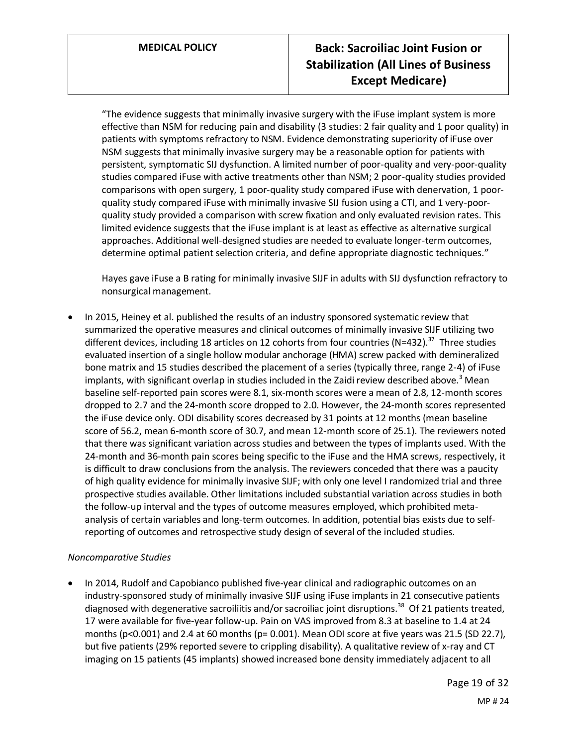"The evidence suggests that minimally invasive surgery with the iFuse implant system is more effective than NSM for reducing pain and disability (3 studies: 2 fair quality and 1 poor quality) in patients with symptoms refractory to NSM. Evidence demonstrating superiority of iFuse over NSM suggests that minimally invasive surgery may be a reasonable option for patients with persistent, symptomatic SIJ dysfunction. A limited number of poor-quality and very-poor-quality studies compared iFuse with active treatments other than NSM; 2 poor-quality studies provided comparisons with open surgery, 1 poor-quality study compared iFuse with denervation, 1 poor-quality study compared iFuse with minimally invasive SIJ fusion using a CTI, and 1 very-poor-quality study provided a comparison with screw fixation and only evaluated revision rates. This limited evidence suggests that the iFuse implant is at least as effective as alternative surgical approaches. Additional well-designed studies are needed to evaluate longer-term outcomes, determine optimal patient selection criteria, and define appropriate diagnostic techniques."

Hayes gave iFuse a B rating for minimally invasive SIJF in adults with SIJ dysfunction refractory to nonsurgical management.

- In 2015, Heiney et al. published the results of an industry sponsored systematic review that summarized the operative measures and clinical outcomes of minimally invasive SIJF utilizing two different devices, including 18 articles on 12 cohorts from four countries (N=432).[37] Three studies evaluated insertion of a single hollow modular anchorage (HMA) screw packed with demineralized bone matrix and 15 studies described the placement of a series (typically three, range 2-4) of iFuse implants, with significant overlap in studies included in the Zaidi review described above.[3] Mean baseline self-reported pain scores were 8.1, six-month scores were a mean of 2.8, 12-month scores dropped to 2.7 and the 24-month score dropped to 2.0. However, the 24-month scores represented the iFuse device only. ODI disability scores decreased by 31 points at 12 months (mean baseline score of 56.2, mean 6-month score of 30.7, and mean 12-month score of 25.1). The reviewers noted that there was significant variation across studies and between the types of implants used. With the 24-month and 36-month pain scores being specific to the iFuse and the HMA screws, respectively, it is difficult to draw conclusions from the analysis. The reviewers conceded that there was a paucity of high quality evidence for minimally invasive SIJF; with only one level I randomized trial and three prospective studies available. Other limitations included substantial variation across studies in both the follow-up interval and the types of outcome measures employed, which prohibited meta-analysis of certain variables and long-term outcomes. In addition, potential bias exists due to self-reporting of outcomes and retrospective study design of several of the included studies.

*Noncomparative Studies*

- In 2014, Rudolf and Capobianco published five-year clinical and radiographic outcomes on an industry-sponsored study of minimally invasive SIJF using iFuse implants in 21 consecutive patients diagnosed with degenerative sacroiliitis and/or sacroiliac joint disruptions.[38] Of 21 patients treated, 17 were available for five-year follow-up. Pain on VAS improved from 8.3 at baseline to 1.4 at 24 months ($p<0.001$) and 2.4 at 60 months ($p= 0.001$). Mean ODI score at five years was 21.5 (SD 22.7), but five patients (29% reported severe to crippling disability). A qualitative review of x-ray and CT imaging on 15 patients (45 implants) showed increased bone density immediately adjacent to all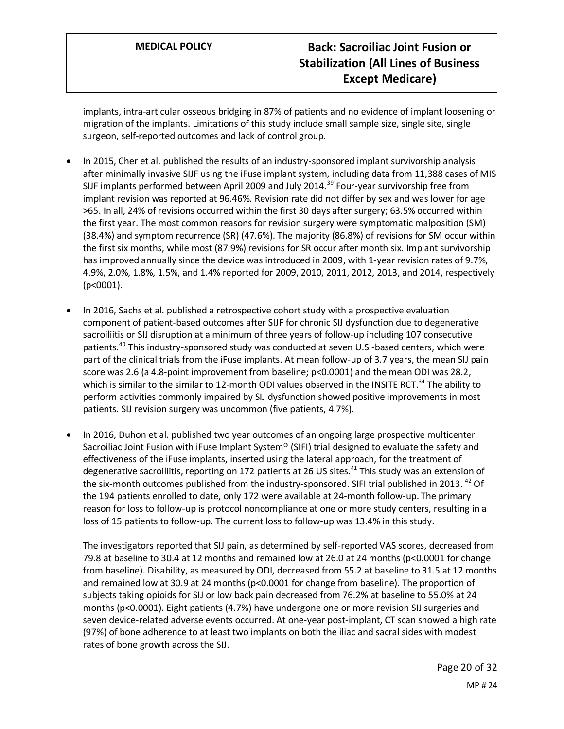implants, intra-articular osseous bridging in 87% of patients and no evidence of implant loosening or migration of the implants. Limitations of this study include small sample size, single site, single surgeon, self-reported outcomes and lack of control group.

- In 2015, Cher et al. published the results of an industry-sponsored implant survivorship analysis after minimally invasive SIJF using the iFuse implant system, including data from 11,388 cases of MIS SIJF implants performed between April 2009 and July 2014.[39] Four-year survivorship free from implant revision was reported at 96.46%. Revision rate did not differ by sex and was lower for age >65. In all, 24% of revisions occurred within the first 30 days after surgery; 63.5% occurred within the first year. The most common reasons for revision surgery were symptomatic malposition (SM) (38.4%) and symptom recurrence (SR) (47.6%). The majority (86.8%) of revisions for SM occur within the first six months, while most (87.9%) revisions for SR occur after month six. Implant survivorship has improved annually since the device was introduced in 2009, with 1-year revision rates of 9.7%, 4.9%, 2.0%, 1.8%, 1.5%, and 1.4% reported for 2009, 2010, 2011, 2012, 2013, and 2014, respectively (p<0001).

- In 2016, Sachs et al. published a retrospective cohort study with a prospective evaluation component of patient-based outcomes after SIJF for chronic SIJ dysfunction due to degenerative sacroiliitis or SIJ disruption at a minimum of three years of follow-up including 107 consecutive patients.[40] This industry-sponsored study was conducted at seven U.S.-based centers, which were part of the clinical trials from the iFuse implants. At mean follow-up of 3.7 years, the mean SIJ pain score was 2.6 (a 4.8-point improvement from baseline; p<0.0001) and the mean ODI was 28.2, which is similar to the similar to 12-month ODI values observed in the INSITE RCT.[34] The ability to perform activities commonly impaired by SIJ dysfunction showed positive improvements in most patients. SIJ revision surgery was uncommon (five patients, 4.7%).

- In 2016, Duhon et al. published two year outcomes of an ongoing large prospective multicenter Sacroiliac Joint Fusion with iFuse Implant System® (SIFI) trial designed to evaluate the safety and effectiveness of the iFuse implants, inserted using the lateral approach, for the treatment of degenerative sacroiliitis, reporting on 172 patients at 26 US sites.[41] This study was an extension of the six-month outcomes published from the industry-sponsored. SIFI trial published in 2013.[42] Of the 194 patients enrolled to date, only 172 were available at 24-month follow-up. The primary reason for loss to follow-up is protocol noncompliance at one or more study centers, resulting in a loss of 15 patients to follow-up. The current loss to follow-up was 13.4% in this study.

  The investigators reported that SIJ pain, as determined by self-reported VAS scores, decreased from 79.8 at baseline to 30.4 at 12 months and remained low at 26.0 at 24 months (p<0.0001 for change from baseline). Disability, as measured by ODI, decreased from 55.2 at baseline to 31.5 at 12 months and remained low at 30.9 at 24 months (p<0.0001 for change from baseline). The proportion of subjects taking opioids for SIJ or low back pain decreased from 76.2% at baseline to 55.0% at 24 months (p<0.0001). Eight patients (4.7%) have undergone one or more revision SIJ surgeries and seven device-related adverse events occurred. At one-year post-implant, CT scan showed a high rate (97%) of bone adherence to at least two implants on both the iliac and sacral sides with modest rates of bone growth across the SIJ.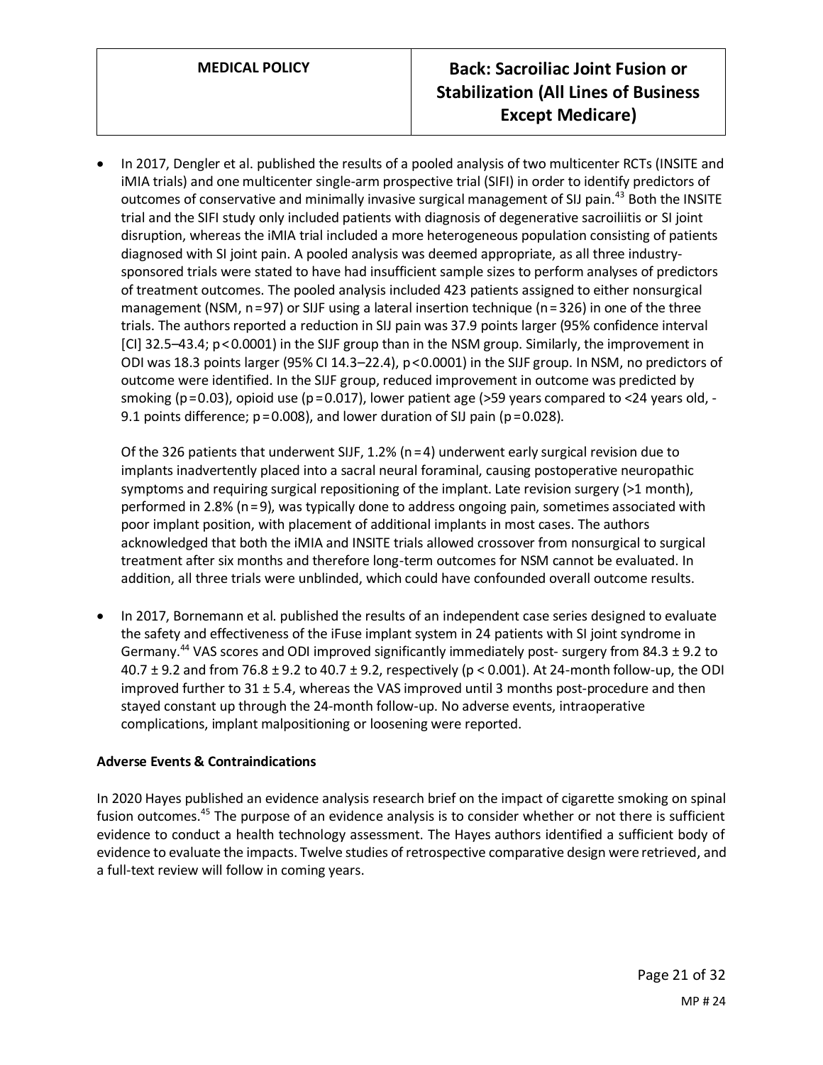- In 2017, Dengler et al. published the results of a pooled analysis of two multicenter RCTs (INSITE and iMIA trials) and one multicenter single-arm prospective trial (SIFI) in order to identify predictors of outcomes of conservative and minimally invasive surgical management of SIJ pain.[43] Both the INSITE trial and the SIFI study only included patients with diagnosis of degenerative sacroiliitis or SI joint disruption, whereas the iMIA trial included a more heterogeneous population consisting of patients diagnosed with SI joint pain. A pooled analysis was deemed appropriate, as all three industry-sponsored trials were stated to have had insufficient sample sizes to perform analyses of predictors of treatment outcomes. The pooled analysis included 423 patients assigned to either nonsurgical management (NSM, n = 97) or SIJF using a lateral insertion technique (n = 326) in one of the three trials. The authors reported a reduction in SIJ pain was 37.9 points larger (95% confidence interval [CI] 32.5–43.4; p < 0.0001) in the SIJF group than in the NSM group. Similarly, the improvement in ODI was 18.3 points larger (95% CI 14.3–22.4), p < 0.0001) in the SIJF group. In NSM, no predictors of outcome were identified. In the SIJF group, reduced improvement in outcome was predicted by smoking (p = 0.03), opioid use (p = 0.017), lower patient age (>59 years compared to <24 years old, -9.1 points difference; p = 0.008), and lower duration of SIJ pain (p = 0.028).

  Of the 326 patients that underwent SIJF, 1.2% (n = 4) underwent early surgical revision due to implants inadvertently placed into a sacral neural foraminal, causing postoperative neuropathic symptoms and requiring surgical repositioning of the implant. Late revision surgery (>1 month), performed in 2.8% (n = 9), was typically done to address ongoing pain, sometimes associated with poor implant position, with placement of additional implants in most cases. The authors acknowledged that both the iMIA and INSITE trials allowed crossover from nonsurgical to surgical treatment after six months and therefore long-term outcomes for NSM cannot be evaluated. In addition, all three trials were unblinded, which could have confounded overall outcome results.

- In 2017, Bornemann et al. published the results of an independent case series designed to evaluate the safety and effectiveness of the iFuse implant system in 24 patients with SI joint syndrome in Germany.[44] VAS scores and ODI improved significantly immediately post- surgery from 84.3 ± 9.2 to 40.7 ± 9.2 and from 76.8 ± 9.2 to 40.7 ± 9.2, respectively (p < 0.001). At 24-month follow-up, the ODI improved further to 31 ± 5.4, whereas the VAS improved until 3 months post-procedure and then stayed constant up through the 24-month follow-up. No adverse events, intraoperative complications, implant malpositioning or loosening were reported.

**Adverse Events & Contraindications**

In 2020 Hayes published an evidence analysis research brief on the impact of cigarette smoking on spinal fusion outcomes.[45] The purpose of an evidence analysis is to consider whether or not there is sufficient evidence to conduct a health technology assessment. The Hayes authors identified a sufficient body of evidence to evaluate the impacts. Twelve studies of retrospective comparative design were retrieved, and a full-text review will follow in coming years.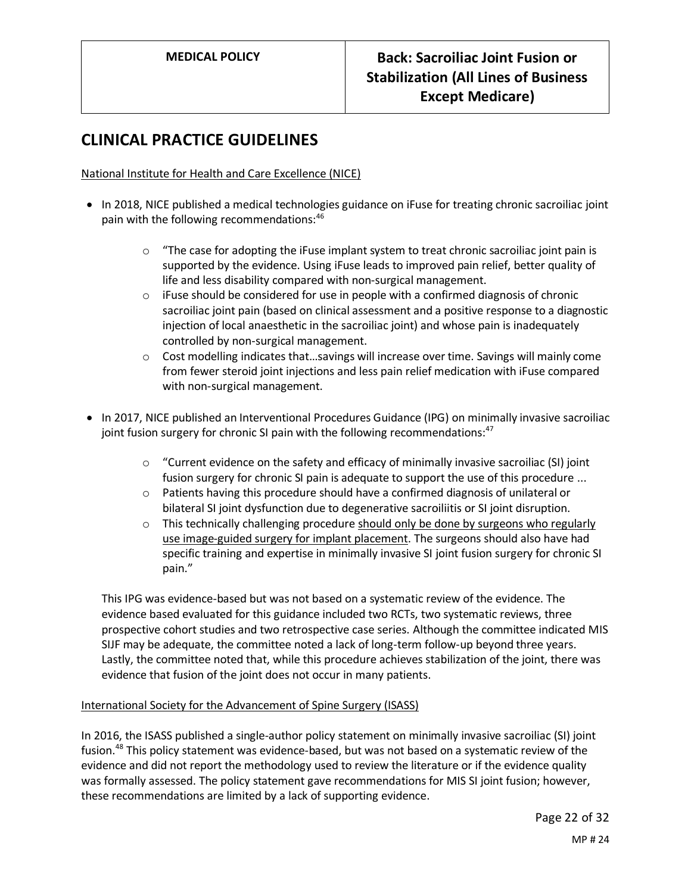## CLINICAL PRACTICE GUIDELINES

National Institute for Health and Care Excellence (NICE)

- In 2018, NICE published a medical technologies guidance on iFuse for treating chronic sacroiliac joint pain with the following recommendations:[46]
    - "The case for adopting the iFuse implant system to treat chronic sacroiliac joint pain is supported by the evidence. Using iFuse leads to improved pain relief, better quality of life and less disability compared with non-surgical management.
    - iFuse should be considered for use in people with a confirmed diagnosis of chronic sacroiliac joint pain (based on clinical assessment and a positive response to a diagnostic injection of local anaesthetic in the sacroiliac joint) and whose pain is inadequately controlled by non-surgical management.
    - Cost modelling indicates that…savings will increase over time. Savings will mainly come from fewer steroid joint injections and less pain relief medication with iFuse compared with non-surgical management.
- In 2017, NICE published an Interventional Procedures Guidance (IPG) on minimally invasive sacroiliac joint fusion surgery for chronic SI pain with the following recommendations:[47]
    - "Current evidence on the safety and efficacy of minimally invasive sacroiliac (SI) joint fusion surgery for chronic SI pain is adequate to support the use of this procedure ...
    - Patients having this procedure should have a confirmed diagnosis of unilateral or bilateral SI joint dysfunction due to degenerative sacroiliitis or SI joint disruption.
    - This technically challenging procedure should only be done by surgeons who regularly use image-guided surgery for implant placement. The surgeons should also have had specific training and expertise in minimally invasive SI joint fusion surgery for chronic SI pain."

  This IPG was evidence-based but was not based on a systematic review of the evidence. The evidence based evaluated for this guidance included two RCTs, two systematic reviews, three prospective cohort studies and two retrospective case series. Although the committee indicated MIS SIJF may be adequate, the committee noted a lack of long-term follow-up beyond three years. Lastly, the committee noted that, while this procedure achieves stabilization of the joint, there was evidence that fusion of the joint does not occur in many patients.

International Society for the Advancement of Spine Surgery (ISASS)

In 2016, the ISASS published a single-author policy statement on minimally invasive sacroiliac (SI) joint fusion.[48] This policy statement was evidence-based, but was not based on a systematic review of the evidence and did not report the methodology used to review the literature or if the evidence quality was formally assessed. The policy statement gave recommendations for MIS SI joint fusion; however, these recommendations are limited by a lack of supporting evidence.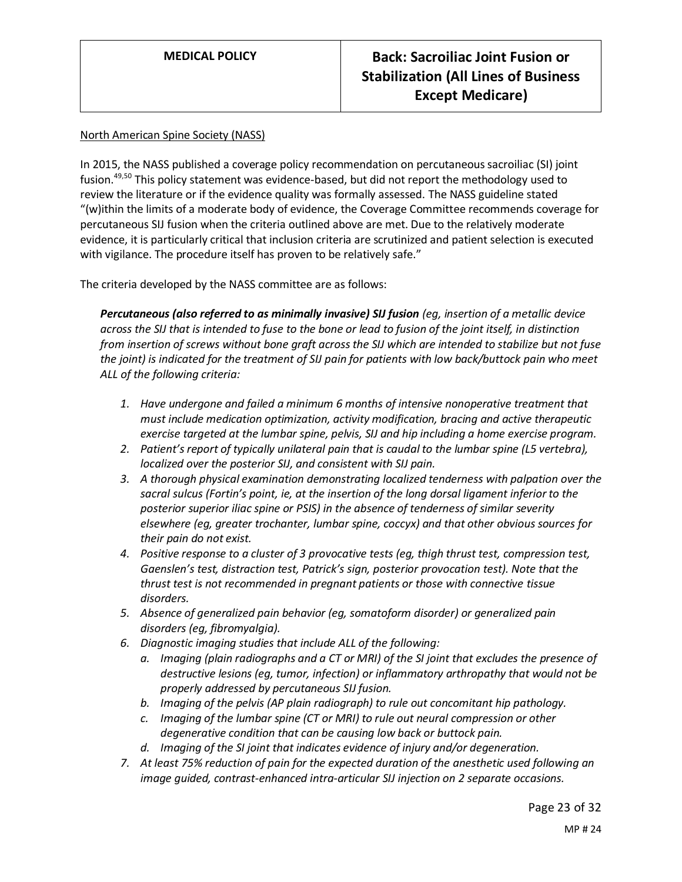North American Spine Society (NASS)

In 2015, the NASS published a coverage policy recommendation on percutaneous sacroiliac (SI) joint fusion.[49,50] This policy statement was evidence-based, but did not report the methodology used to review the literature or if the evidence quality was formally assessed. The NASS guideline stated "(w)ithin the limits of a moderate body of evidence, the Coverage Committee recommends coverage for percutaneous SIJ fusion when the criteria outlined above are met. Due to the relatively moderate evidence, it is particularly critical that inclusion criteria are scrutinized and patient selection is executed with vigilance. The procedure itself has proven to be relatively safe."

The criteria developed by the NASS committee are as follows:

***Percutaneous (also referred to as minimally invasive) SIJ fusion*** *(eg, insertion of a metallic device across the SIJ that is intended to fuse to the bone or lead to fusion of the joint itself, in distinction from insertion of screws without bone graft across the SIJ which are intended to stabilize but not fuse the joint) is indicated for the treatment of SIJ pain for patients with low back/buttock pain who meet ALL of the following criteria:*

1. *Have undergone and failed a minimum 6 months of intensive nonoperative treatment that must include medication optimization, activity modification, bracing and active therapeutic exercise targeted at the lumbar spine, pelvis, SIJ and hip including a home exercise program.*
2. *Patient's report of typically unilateral pain that is caudal to the lumbar spine (L5 vertebra), localized over the posterior SIJ, and consistent with SIJ pain.*
3. *A thorough physical examination demonstrating localized tenderness with palpation over the sacral sulcus (Fortin's point, ie, at the insertion of the long dorsal ligament inferior to the posterior superior iliac spine or PSIS) in the absence of tenderness of similar severity elsewhere (eg, greater trochanter, lumbar spine, coccyx) and that other obvious sources for their pain do not exist.*
4. *Positive response to a cluster of 3 provocative tests (eg, thigh thrust test, compression test, Gaenslen's test, distraction test, Patrick's sign, posterior provocation test). Note that the thrust test is not recommended in pregnant patients or those with connective tissue disorders.*
5. *Absence of generalized pain behavior (eg, somatoform disorder) or generalized pain disorders (eg, fibromyalgia).*
6. *Diagnostic imaging studies that include ALL of the following:*
   a. *Imaging (plain radiographs and a CT or MRI) of the SI joint that excludes the presence of destructive lesions (eg, tumor, infection) or inflammatory arthropathy that would not be properly addressed by percutaneous SIJ fusion.*
   b. *Imaging of the pelvis (AP plain radiograph) to rule out concomitant hip pathology.*
   c. *Imaging of the lumbar spine (CT or MRI) to rule out neural compression or other degenerative condition that can be causing low back or buttock pain.*
   d. *Imaging of the SI joint that indicates evidence of injury and/or degeneration.*
7. *At least 75% reduction of pain for the expected duration of the anesthetic used following an image guided, contrast-enhanced intra-articular SIJ injection on 2 separate occasions.*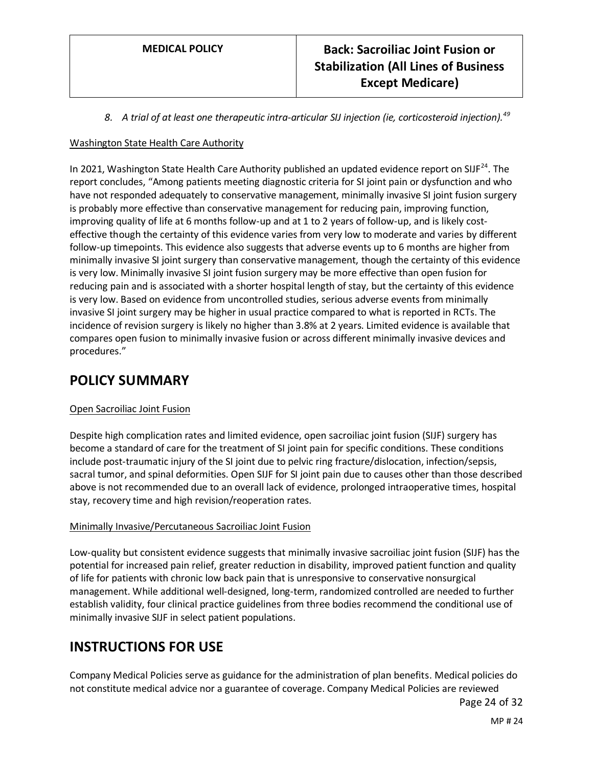*8. A trial of at least one therapeutic intra-articular SIJ injection (ie, corticosteroid injection).[49]*

Washington State Health Care Authority

In 2021, Washington State Health Care Authority published an updated evidence report on SIJF[24]. The report concludes, "Among patients meeting diagnostic criteria for SI joint pain or dysfunction and who have not responded adequately to conservative management, minimally invasive SI joint fusion surgery is probably more effective than conservative management for reducing pain, improving function, improving quality of life at 6 months follow-up and at 1 to 2 years of follow-up, and is likely cost-effective though the certainty of this evidence varies from very low to moderate and varies by different follow-up timepoints. This evidence also suggests that adverse events up to 6 months are higher from minimally invasive SI joint surgery than conservative management, though the certainty of this evidence is very low. Minimally invasive SI joint fusion surgery may be more effective than open fusion for reducing pain and is associated with a shorter hospital length of stay, but the certainty of this evidence is very low. Based on evidence from uncontrolled studies, serious adverse events from minimally invasive SI joint surgery may be higher in usual practice compared to what is reported in RCTs. The incidence of revision surgery is likely no higher than 3.8% at 2 years. Limited evidence is available that compares open fusion to minimally invasive fusion or across different minimally invasive devices and procedures."

# POLICY SUMMARY

Open Sacroiliac Joint Fusion

Despite high complication rates and limited evidence, open sacroiliac joint fusion (SIJF) surgery has become a standard of care for the treatment of SI joint pain for specific conditions. These conditions include post-traumatic injury of the SI joint due to pelvic ring fracture/dislocation, infection/sepsis, sacral tumor, and spinal deformities. Open SIJF for SI joint pain due to causes other than those described above is not recommended due to an overall lack of evidence, prolonged intraoperative times, hospital stay, recovery time and high revision/reoperation rates.

Minimally Invasive/Percutaneous Sacroiliac Joint Fusion

Low-quality but consistent evidence suggests that minimally invasive sacroiliac joint fusion (SIJF) has the potential for increased pain relief, greater reduction in disability, improved patient function and quality of life for patients with chronic low back pain that is unresponsive to conservative nonsurgical management. While additional well-designed, long-term, randomized controlled are needed to further establish validity, four clinical practice guidelines from three bodies recommend the conditional use of minimally invasive SIJF in select patient populations.

# INSTRUCTIONS FOR USE

Company Medical Policies serve as guidance for the administration of plan benefits. Medical policies do not constitute medical advice nor a guarantee of coverage. Company Medical Policies are reviewed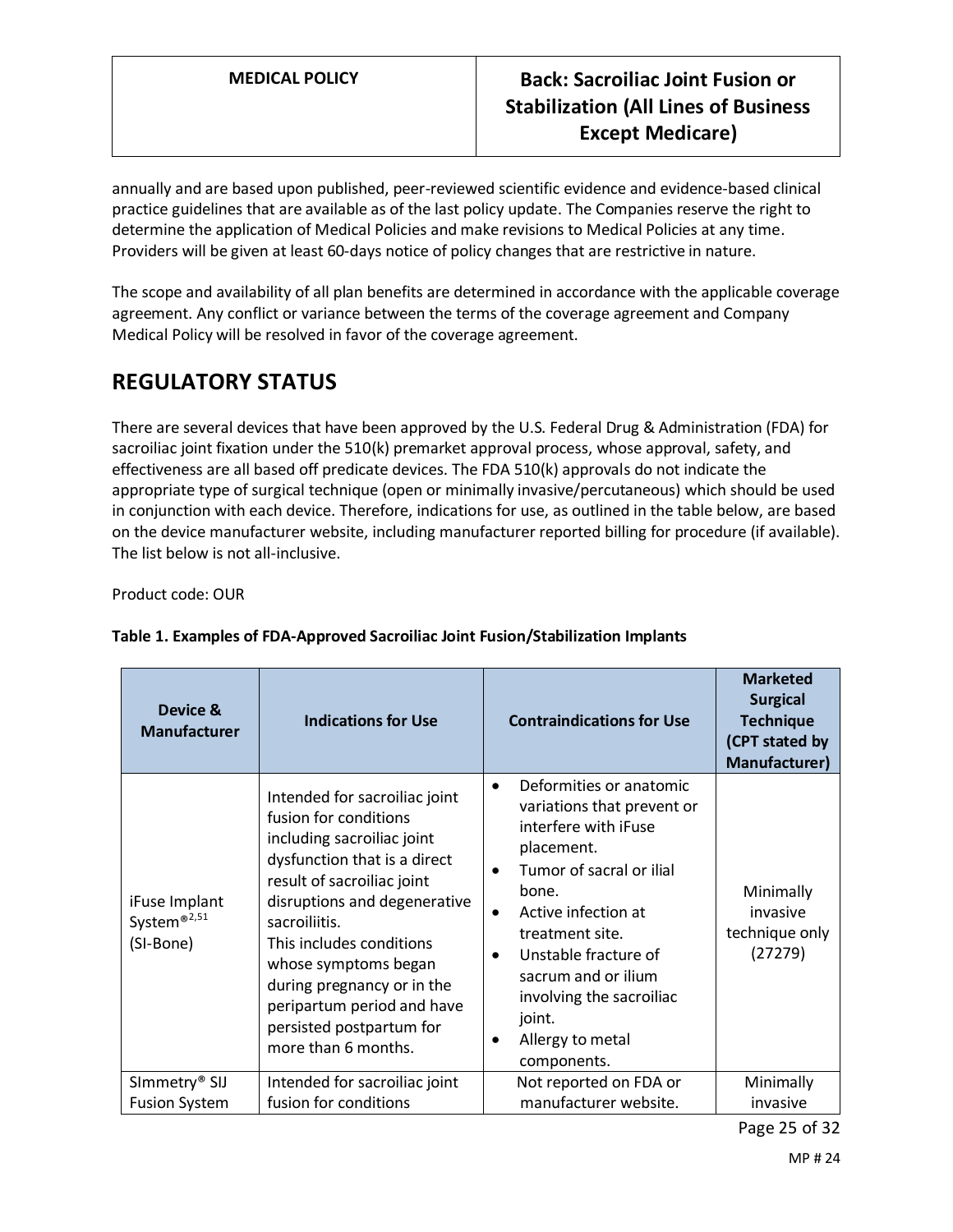annually and are based upon published, peer-reviewed scientific evidence and evidence-based clinical practice guidelines that are available as of the last policy update. The Companies reserve the right to determine the application of Medical Policies and make revisions to Medical Policies at any time. Providers will be given at least 60-days notice of policy changes that are restrictive in nature.

The scope and availability of all plan benefits are determined in accordance with the applicable coverage agreement. Any conflict or variance between the terms of the coverage agreement and Company Medical Policy will be resolved in favor of the coverage agreement.

# REGULATORY STATUS

There are several devices that have been approved by the U.S. Federal Drug & Administration (FDA) for sacroiliac joint fixation under the 510(k) premarket approval process, whose approval, safety, and effectiveness are all based off predicate devices. The FDA 510(k) approvals do not indicate the appropriate type of surgical technique (open or minimally invasive/percutaneous) which should be used in conjunction with each device. Therefore, indications for use, as outlined in the table below, are based on the device manufacturer website, including manufacturer reported billing for procedure (if available). The list below is not all-inclusive.

Product code: OUR

**Table 1. Examples of FDA-Approved Sacroiliac Joint Fusion/Stabilization Implants**

| Device & Manufacturer | Indications for Use | Contraindications for Use | Marketed Surgical Technique (CPT stated by Manufacturer) |
|---|---|---|---|
| iFuse Implant System®[2,51] (SI-Bone) | Intended for sacroiliac joint fusion for conditions including sacroiliac joint dysfunction that is a direct result of sacroiliac joint disruptions and degenerative sacroiliitis. This includes conditions whose symptoms began during pregnancy or in the peripartum period and have persisted postpartum for more than 6 months. | • Deformities or anatomic variations that prevent or interfere with iFuse placement.<br>• Tumor of sacral or ilial bone.<br>• Active infection at treatment site.<br>• Unstable fracture of sacrum and or ilium involving the sacroiliac joint.<br>• Allergy to metal components. | Minimally invasive technique only (27279) |
| SImmetry® SIJ Fusion System | Intended for sacroiliac joint fusion for conditions | Not reported on FDA or manufacturer website. | Minimally invasive |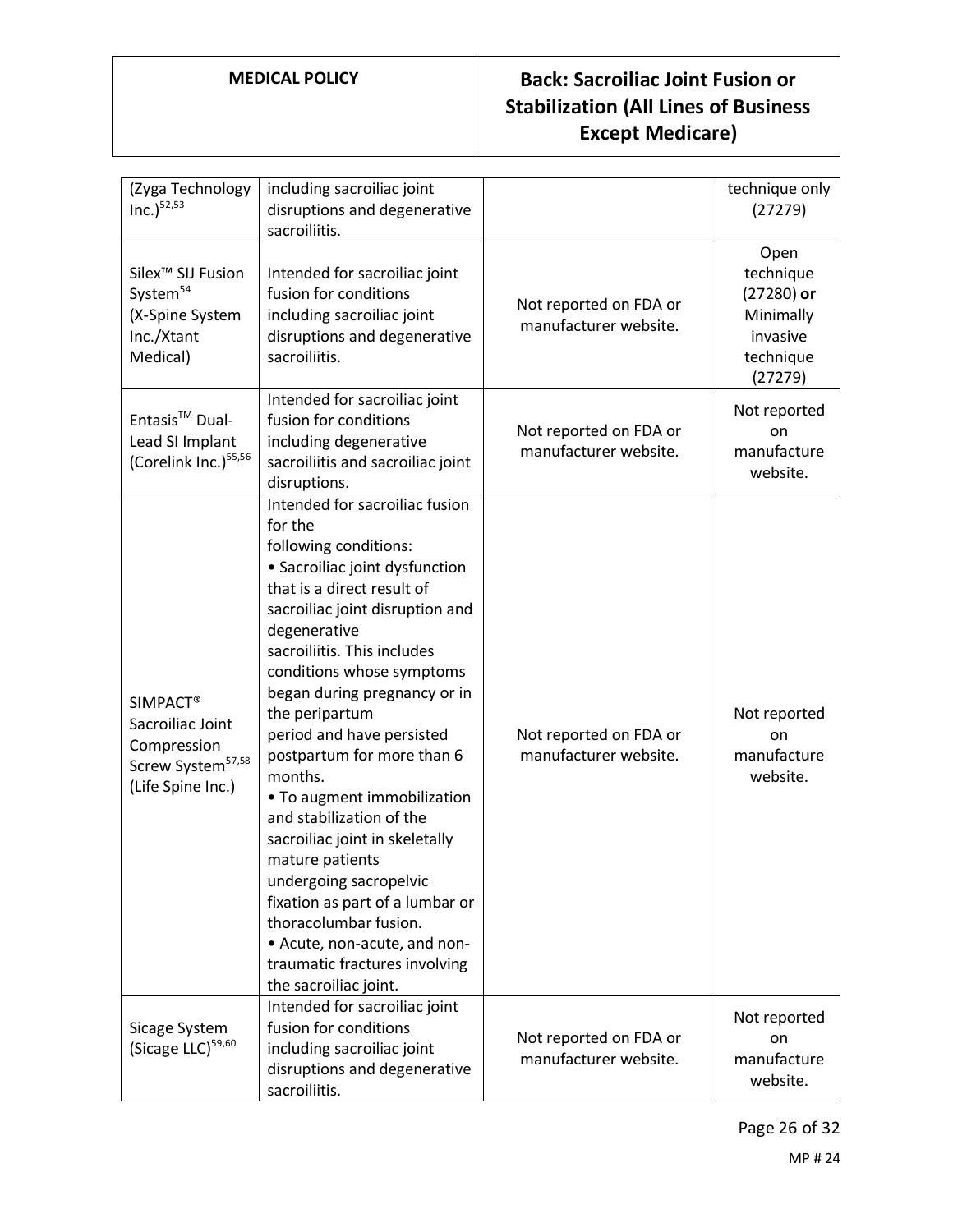| | | | |
|---|---|---|---|
| (Zyga Technology Inc.)[52,53] | including sacroiliac joint disruptions and degenerative sacroiliitis. | | technique only (27279) |
| Silex™ SIJ Fusion System[54] (X-Spine System Inc./Xtant Medical) | Intended for sacroiliac joint fusion for conditions including sacroiliac joint disruptions and degenerative sacroiliitis. | Not reported on FDA or manufacturer website. | Open technique (27280) **or** Minimally invasive technique (27279) |
| Entasis™ Dual-Lead SI Implant (Corelink Inc.)[55,56] | Intended for sacroiliac joint fusion for conditions including degenerative sacroiliitis and sacroiliac joint disruptions. | Not reported on FDA or manufacturer website. | Not reported on manufacture website. |
| SIMPACT® Sacroiliac Joint Compression Screw System[57,58] (Life Spine Inc.) | Intended for sacroiliac fusion for the following conditions: • Sacroiliac joint dysfunction that is a direct result of sacroiliac joint disruption and degenerative sacroiliitis. This includes conditions whose symptoms began during pregnancy or in the peripartum period and have persisted postpartum for more than 6 months. • To augment immobilization and stabilization of the sacroiliac joint in skeletally mature patients undergoing sacropelvic fixation as part of a lumbar or thoracolumbar fusion. • Acute, non-acute, and non-traumatic fractures involving the sacroiliac joint. | Not reported on FDA or manufacturer website. | Not reported on manufacture website. |
| Sicage System (Sicage LLC)[59,60] | Intended for sacroiliac joint fusion for conditions including sacroiliac joint disruptions and degenerative sacroiliitis. | Not reported on FDA or manufacturer website. | Not reported on manufacture website. |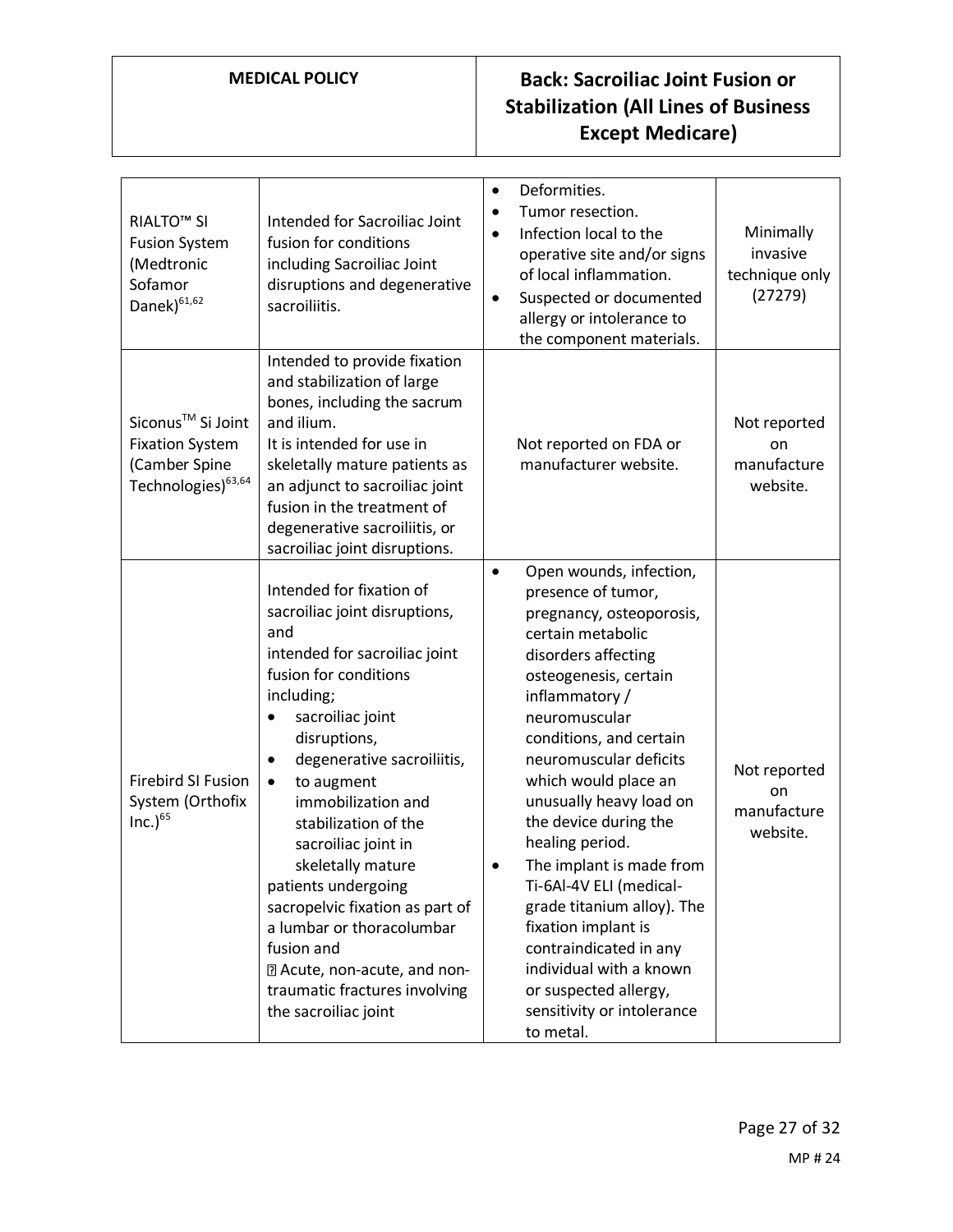| | | | |
|---|---|---|---|
| RIALTO™ SI Fusion System (Medtronic Sofamor Danek)[61,62] | Intended for Sacroiliac Joint fusion for conditions including Sacroiliac Joint disruptions and degenerative sacroiliitis. | • Deformities.<br>• Tumor resection.<br>• Infection local to the operative site and/or signs of local inflammation.<br>• Suspected or documented allergy or intolerance to the component materials. | Minimally invasive technique only (27279) |
| Siconus™ Si Joint Fixation System (Camber Spine Technologies)[63,64] | Intended to provide fixation and stabilization of large bones, including the sacrum and ilium.<br>It is intended for use in skeletally mature patients as an adjunct to sacroiliac joint fusion in the treatment of degenerative sacroiliitis, or sacroiliac joint disruptions. | Not reported on FDA or manufacturer website. | Not reported on manufacture website. |
| Firebird SI Fusion System (Orthofix Inc.)[65] | Intended for fixation of sacroiliac joint disruptions, and<br>intended for sacroiliac joint fusion for conditions including;<br>• sacroiliac joint disruptions,<br>• degenerative sacroiliitis,<br>• to augment immobilization and stabilization of the sacroiliac joint in skeletally mature patients undergoing sacropelvic fixation as part of a lumbar or thoracolumbar fusion and<br>� Acute, non-acute, and non-traumatic fractures involving the sacroiliac joint | • Open wounds, infection, presence of tumor, pregnancy, osteoporosis, certain metabolic disorders affecting osteogenesis, certain inflammatory / neuromuscular conditions, and certain neuromuscular deficits which would place an unusually heavy load on the device during the healing period.<br>• The implant is made from Ti-6Al-4V ELI (medical-grade titanium alloy). The fixation implant is contraindicated in any individual with a known or suspected allergy, sensitivity or intolerance to metal. | Not reported on manufacture website. |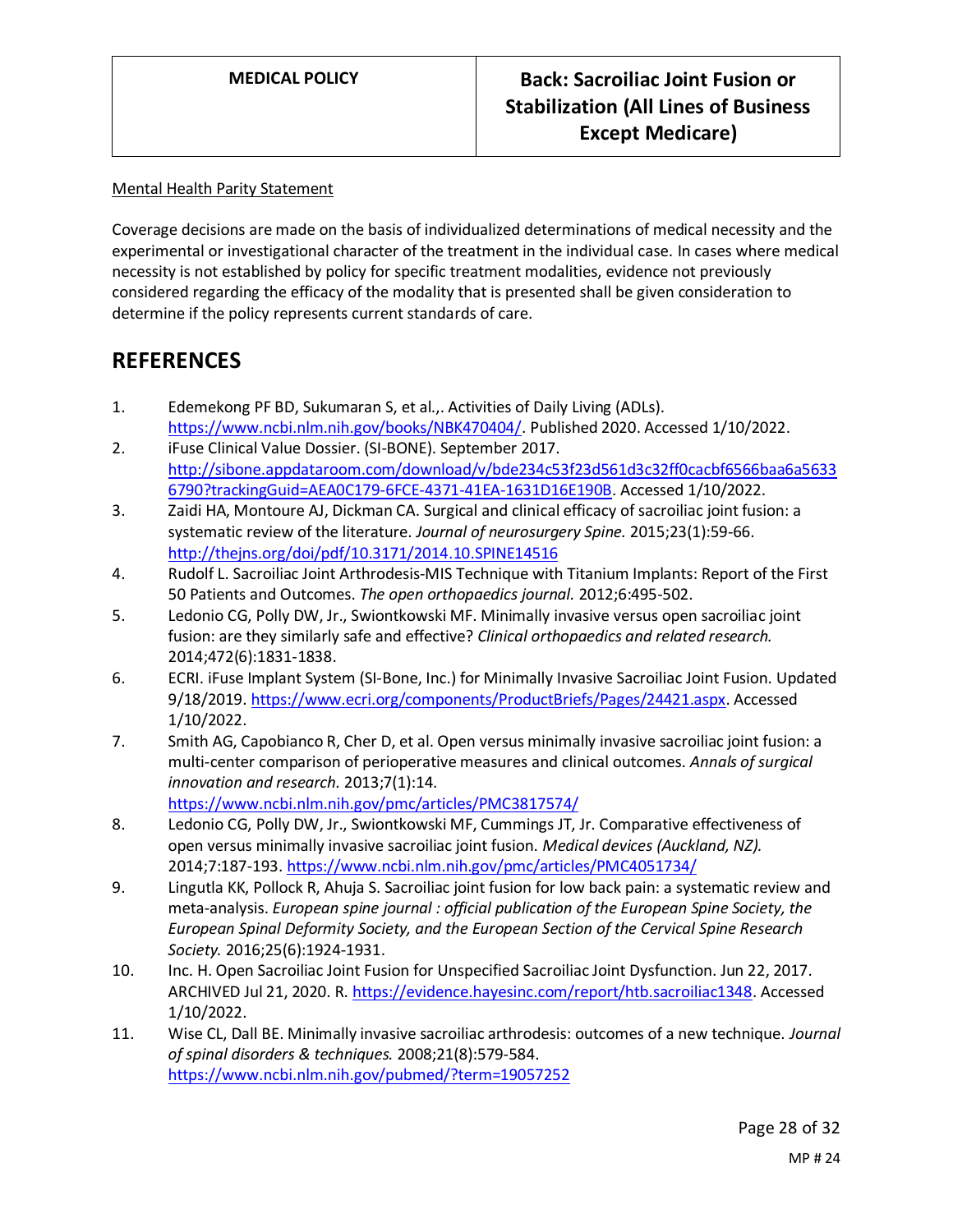Mental Health Parity Statement

Coverage decisions are made on the basis of individualized determinations of medical necessity and the experimental or investigational character of the treatment in the individual case. In cases where medical necessity is not established by policy for specific treatment modalities, evidence not previously considered regarding the efficacy of the modality that is presented shall be given consideration to determine if the policy represents current standards of care.

## REFERENCES

1. Edemekong PF BD, Sukumaran S, et al.,. Activities of Daily Living (ADLs). https://www.ncbi.nlm.nih.gov/books/NBK470404/. Published 2020. Accessed 1/10/2022.
2. iFuse Clinical Value Dossier. (SI-BONE). September 2017. http://sibone.appdataroom.com/download/v/bde234c53f23d561d3c32ff0cacbf6566baa6a56336790?trackingGuid=AEA0C179-6FCE-4371-41EA-1631D16E190B. Accessed 1/10/2022.
3. Zaidi HA, Montoure AJ, Dickman CA. Surgical and clinical efficacy of sacroiliac joint fusion: a systematic review of the literature. *Journal of neurosurgery Spine.* 2015;23(1):59-66. http://thejns.org/doi/pdf/10.3171/2014.10.SPINE14516
4. Rudolf L. Sacroiliac Joint Arthrodesis-MIS Technique with Titanium Implants: Report of the First 50 Patients and Outcomes. *The open orthopaedics journal.* 2012;6:495-502.
5. Ledonio CG, Polly DW, Jr., Swiontkowski MF. Minimally invasive versus open sacroiliac joint fusion: are they similarly safe and effective? *Clinical orthopaedics and related research.* 2014;472(6):1831-1838.
6. ECRI. iFuse Implant System (SI-Bone, Inc.) for Minimally Invasive Sacroiliac Joint Fusion. Updated 9/18/2019. https://www.ecri.org/components/ProductBriefs/Pages/24421.aspx. Accessed 1/10/2022.
7. Smith AG, Capobianco R, Cher D, et al. Open versus minimally invasive sacroiliac joint fusion: a multi-center comparison of perioperative measures and clinical outcomes. *Annals of surgical innovation and research.* 2013;7(1):14. https://www.ncbi.nlm.nih.gov/pmc/articles/PMC3817574/
8. Ledonio CG, Polly DW, Jr., Swiontkowski MF, Cummings JT, Jr. Comparative effectiveness of open versus minimally invasive sacroiliac joint fusion. *Medical devices (Auckland, NZ).* 2014;7:187-193. https://www.ncbi.nlm.nih.gov/pmc/articles/PMC4051734/
9. Lingutla KK, Pollock R, Ahuja S. Sacroiliac joint fusion for low back pain: a systematic review and meta-analysis. *European spine journal : official publication of the European Spine Society, the European Spinal Deformity Society, and the European Section of the Cervical Spine Research Society.* 2016;25(6):1924-1931.
10. Inc. H. Open Sacroiliac Joint Fusion for Unspecified Sacroiliac Joint Dysfunction. Jun 22, 2017. ARCHIVED Jul 21, 2020. R. https://evidence.hayesinc.com/report/htb.sacroiliac1348. Accessed 1/10/2022.
11. Wise CL, Dall BE. Minimally invasive sacroiliac arthrodesis: outcomes of a new technique. *Journal of spinal disorders & techniques.* 2008;21(8):579-584. https://www.ncbi.nlm.nih.gov/pubmed/?term=19057252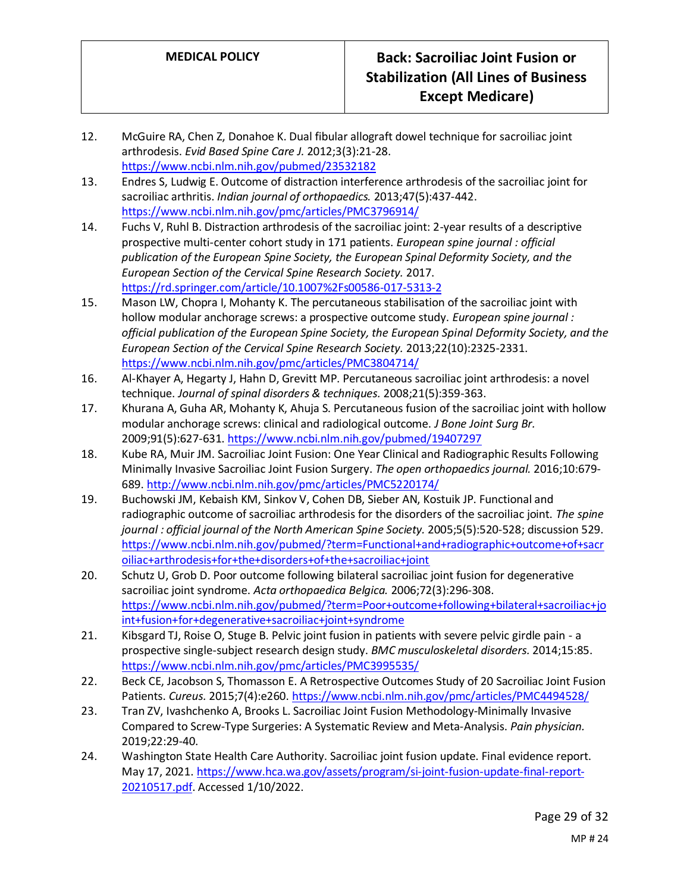12. McGuire RA, Chen Z, Donahoe K. Dual fibular allograft dowel technique for sacroiliac joint arthrodesis. *Evid Based Spine Care J.* 2012;3(3):21-28. https://www.ncbi.nlm.nih.gov/pubmed/23532182
13. Endres S, Ludwig E. Outcome of distraction interference arthrodesis of the sacroiliac joint for sacroiliac arthritis. *Indian journal of orthopaedics.* 2013;47(5):437-442. https://www.ncbi.nlm.nih.gov/pmc/articles/PMC3796914/
14. Fuchs V, Ruhl B. Distraction arthrodesis of the sacroiliac joint: 2-year results of a descriptive prospective multi-center cohort study in 171 patients. *European spine journal : official publication of the European Spine Society, the European Spinal Deformity Society, and the European Section of the Cervical Spine Research Society.* 2017. https://rd.springer.com/article/10.1007%2Fs00586-017-5313-2
15. Mason LW, Chopra I, Mohanty K. The percutaneous stabilisation of the sacroiliac joint with hollow modular anchorage screws: a prospective outcome study. *European spine journal : official publication of the European Spine Society, the European Spinal Deformity Society, and the European Section of the Cervical Spine Research Society.* 2013;22(10):2325-2331. https://www.ncbi.nlm.nih.gov/pmc/articles/PMC3804714/
16. Al-Khayer A, Hegarty J, Hahn D, Grevitt MP. Percutaneous sacroiliac joint arthrodesis: a novel technique. *Journal of spinal disorders & techniques.* 2008;21(5):359-363.
17. Khurana A, Guha AR, Mohanty K, Ahuja S. Percutaneous fusion of the sacroiliac joint with hollow modular anchorage screws: clinical and radiological outcome. *J Bone Joint Surg Br.* 2009;91(5):627-631. https://www.ncbi.nlm.nih.gov/pubmed/19407297
18. Kube RA, Muir JM. Sacroiliac Joint Fusion: One Year Clinical and Radiographic Results Following Minimally Invasive Sacroiliac Joint Fusion Surgery. *The open orthopaedics journal.* 2016;10:679-689. http://www.ncbi.nlm.nih.gov/pmc/articles/PMC5220174/
19. Buchowski JM, Kebaish KM, Sinkov V, Cohen DB, Sieber AN, Kostuik JP. Functional and radiographic outcome of sacroiliac arthrodesis for the disorders of the sacroiliac joint. *The spine journal : official journal of the North American Spine Society.* 2005;5(5):520-528; discussion 529. https://www.ncbi.nlm.nih.gov/pubmed/?term=Functional+and+radiographic+outcome+of+sacroiliac+arthrodesis+for+the+disorders+of+the+sacroiliac+joint
20. Schutz U, Grob D. Poor outcome following bilateral sacroiliac joint fusion for degenerative sacroiliac joint syndrome. *Acta orthopaedica Belgica.* 2006;72(3):296-308. https://www.ncbi.nlm.nih.gov/pubmed/?term=Poor+outcome+following+bilateral+sacroiliac+joint+fusion+for+degenerative+sacroiliac+joint+syndrome
21. Kibsgard TJ, Roise O, Stuge B. Pelvic joint fusion in patients with severe pelvic girdle pain - a prospective single-subject research design study. *BMC musculoskeletal disorders.* 2014;15:85. https://www.ncbi.nlm.nih.gov/pmc/articles/PMC3995535/
22. Beck CE, Jacobson S, Thomasson E. A Retrospective Outcomes Study of 20 Sacroiliac Joint Fusion Patients. *Cureus.* 2015;7(4):e260. https://www.ncbi.nlm.nih.gov/pmc/articles/PMC4494528/
23. Tran ZV, Ivashchenko A, Brooks L. Sacroiliac Joint Fusion Methodology-Minimally Invasive Compared to Screw-Type Surgeries: A Systematic Review and Meta-Analysis. *Pain physician.* 2019;22:29-40.
24. Washington State Health Care Authority. Sacroiliac joint fusion update. Final evidence report. May 17, 2021. https://www.hca.wa.gov/assets/program/si-joint-fusion-update-final-report-20210517.pdf. Accessed 1/10/2022.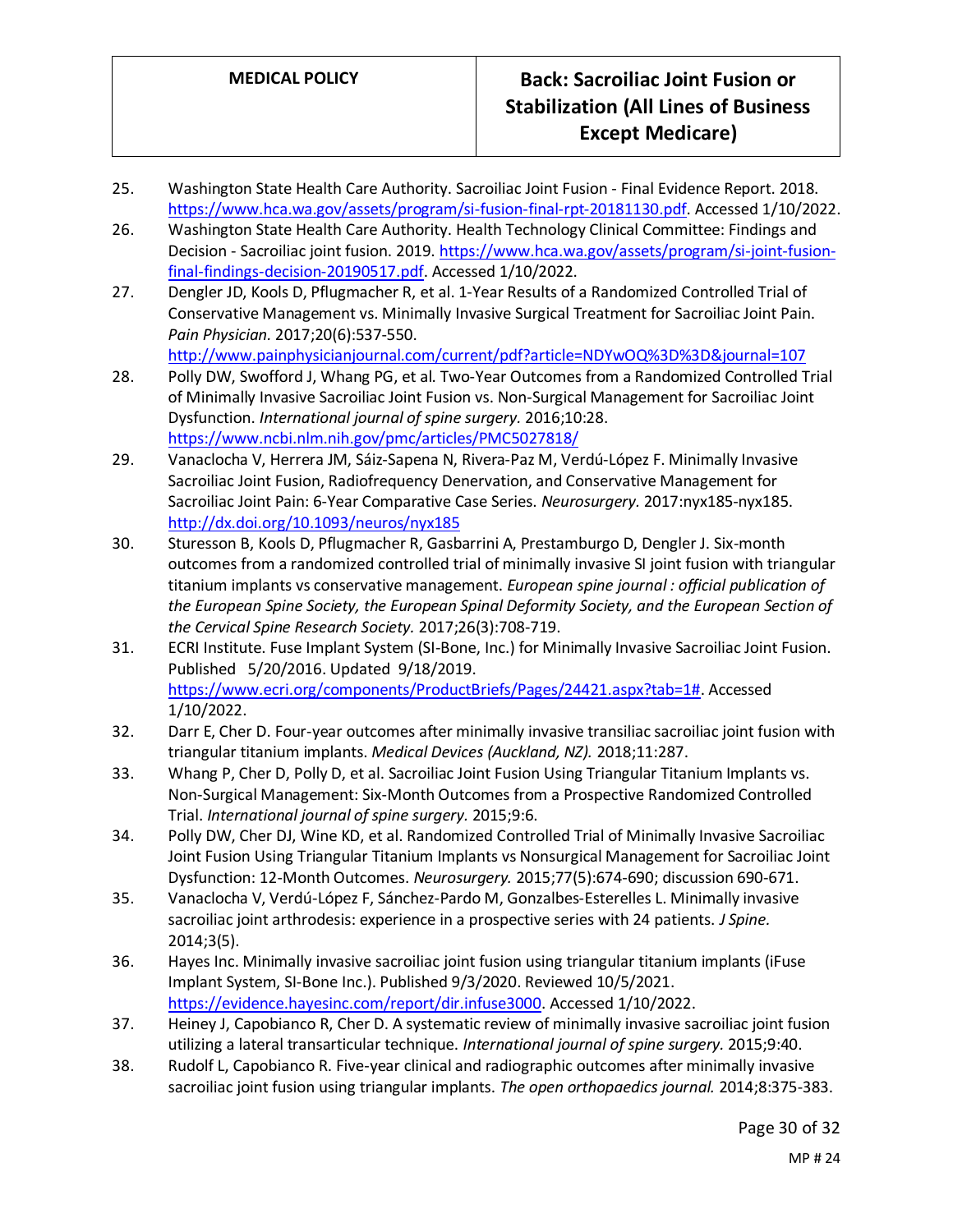25. Washington State Health Care Authority. Sacroiliac Joint Fusion - Final Evidence Report. 2018. https://www.hca.wa.gov/assets/program/si-fusion-final-rpt-20181130.pdf. Accessed 1/10/2022.
26. Washington State Health Care Authority. Health Technology Clinical Committee: Findings and Decision - Sacroiliac joint fusion. 2019. https://www.hca.wa.gov/assets/program/si-joint-fusion-final-findings-decision-20190517.pdf. Accessed 1/10/2022.
27. Dengler JD, Kools D, Pflugmacher R, et al. 1-Year Results of a Randomized Controlled Trial of Conservative Management vs. Minimally Invasive Surgical Treatment for Sacroiliac Joint Pain. *Pain Physician.* 2017;20(6):537-550. http://www.painphysicianjournal.com/current/pdf?article=NDYwOQ%3D%3D&journal=107
28. Polly DW, Swofford J, Whang PG, et al. Two-Year Outcomes from a Randomized Controlled Trial of Minimally Invasive Sacroiliac Joint Fusion vs. Non-Surgical Management for Sacroiliac Joint Dysfunction. *International journal of spine surgery.* 2016;10:28. https://www.ncbi.nlm.nih.gov/pmc/articles/PMC5027818/
29. Vanaclocha V, Herrera JM, Sáiz-Sapena N, Rivera-Paz M, Verdú-López F. Minimally Invasive Sacroiliac Joint Fusion, Radiofrequency Denervation, and Conservative Management for Sacroiliac Joint Pain: 6-Year Comparative Case Series. *Neurosurgery.* 2017:nyx185-nyx185. http://dx.doi.org/10.1093/neuros/nyx185
30. Sturesson B, Kools D, Pflugmacher R, Gasbarrini A, Prestamburgo D, Dengler J. Six-month outcomes from a randomized controlled trial of minimally invasive SI joint fusion with triangular titanium implants vs conservative management. *European spine journal : official publication of the European Spine Society, the European Spinal Deformity Society, and the European Section of the Cervical Spine Research Society.* 2017;26(3):708-719.
31. ECRI Institute. Fuse Implant System (SI-Bone, Inc.) for Minimally Invasive Sacroiliac Joint Fusion. Published 5/20/2016. Updated 9/18/2019. https://www.ecri.org/components/ProductBriefs/Pages/24421.aspx?tab=1#. Accessed 1/10/2022.
32. Darr E, Cher D. Four-year outcomes after minimally invasive transiliac sacroiliac joint fusion with triangular titanium implants. *Medical Devices (Auckland, NZ).* 2018;11:287.
33. Whang P, Cher D, Polly D, et al. Sacroiliac Joint Fusion Using Triangular Titanium Implants vs. Non-Surgical Management: Six-Month Outcomes from a Prospective Randomized Controlled Trial. *International journal of spine surgery.* 2015;9:6.
34. Polly DW, Cher DJ, Wine KD, et al. Randomized Controlled Trial of Minimally Invasive Sacroiliac Joint Fusion Using Triangular Titanium Implants vs Nonsurgical Management for Sacroiliac Joint Dysfunction: 12-Month Outcomes. *Neurosurgery.* 2015;77(5):674-690; discussion 690-671.
35. Vanaclocha V, Verdú-López F, Sánchez-Pardo M, Gonzalbes-Esterelles L. Minimally invasive sacroiliac joint arthrodesis: experience in a prospective series with 24 patients. *J Spine.* 2014;3(5).
36. Hayes Inc. Minimally invasive sacroiliac joint fusion using triangular titanium implants (iFuse Implant System, SI-Bone Inc.). Published 9/3/2020. Reviewed 10/5/2021. https://evidence.hayesinc.com/report/dir.infuse3000. Accessed 1/10/2022.
37. Heiney J, Capobianco R, Cher D. A systematic review of minimally invasive sacroiliac joint fusion utilizing a lateral transarticular technique. *International journal of spine surgery.* 2015;9:40.
38. Rudolf L, Capobianco R. Five-year clinical and radiographic outcomes after minimally invasive sacroiliac joint fusion using triangular implants. *The open orthopaedics journal.* 2014;8:375-383.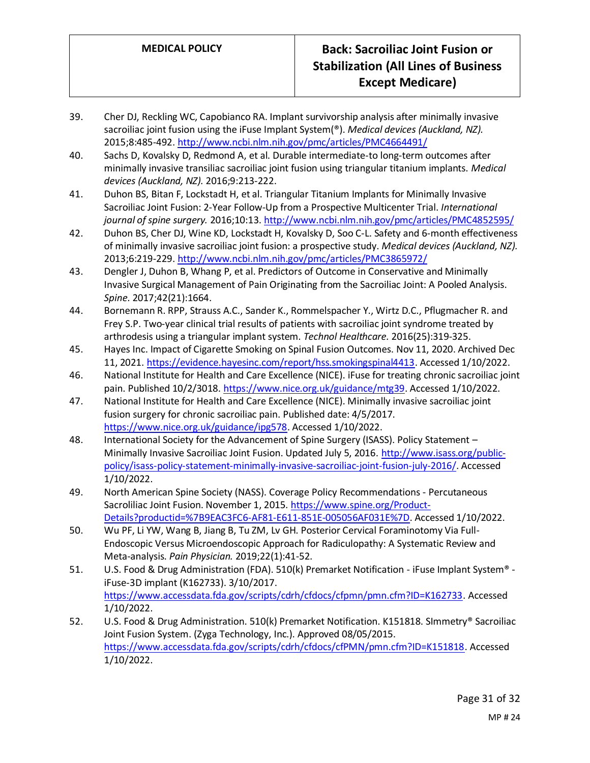39. Cher DJ, Reckling WC, Capobianco RA. Implant survivorship analysis after minimally invasive sacroiliac joint fusion using the iFuse Implant System(®). *Medical devices (Auckland, NZ).* 2015;8:485-492. http://www.ncbi.nlm.nih.gov/pmc/articles/PMC4664491/
40. Sachs D, Kovalsky D, Redmond A, et al. Durable intermediate-to long-term outcomes after minimally invasive transiliac sacroiliac joint fusion using triangular titanium implants. *Medical devices (Auckland, NZ).* 2016;9:213-222.
41. Duhon BS, Bitan F, Lockstadt H, et al. Triangular Titanium Implants for Minimally Invasive Sacroiliac Joint Fusion: 2-Year Follow-Up from a Prospective Multicenter Trial. *International journal of spine surgery.* 2016;10:13. http://www.ncbi.nlm.nih.gov/pmc/articles/PMC4852595/
42. Duhon BS, Cher DJ, Wine KD, Lockstadt H, Kovalsky D, Soo C-L. Safety and 6-month effectiveness of minimally invasive sacroiliac joint fusion: a prospective study. *Medical devices (Auckland, NZ).* 2013;6:219-229. http://www.ncbi.nlm.nih.gov/pmc/articles/PMC3865972/
43. Dengler J, Duhon B, Whang P, et al. Predictors of Outcome in Conservative and Minimally Invasive Surgical Management of Pain Originating from the Sacroiliac Joint: A Pooled Analysis. *Spine.* 2017;42(21):1664.
44. Bornemann R. RPP, Strauss A.C., Sander K., Rommelspacher Y., Wirtz D.C., Pflugmacher R. and Frey S.P. Two-year clinical trial results of patients with sacroiliac joint syndrome treated by arthrodesis using a triangular implant system. *Technol Healthcare.* 2016(25):319-325.
45. Hayes Inc. Impact of Cigarette Smoking on Spinal Fusion Outcomes. Nov 11, 2020. Archived Dec 11, 2021. https://evidence.hayesinc.com/report/hss.smokingspinal4413. Accessed 1/10/2022.
46. National Institute for Health and Care Excellence (NICE). iFuse for treating chronic sacroiliac joint pain. Published 10/2/3018. https://www.nice.org.uk/guidance/mtg39. Accessed 1/10/2022.
47. National Institute for Health and Care Excellence (NICE). Minimally invasive sacroiliac joint fusion surgery for chronic sacroiliac pain. Published date: 4/5/2017. https://www.nice.org.uk/guidance/ipg578. Accessed 1/10/2022.
48. International Society for the Advancement of Spine Surgery (ISASS). Policy Statement – Minimally Invasive Sacroiliac Joint Fusion. Updated July 5, 2016. http://www.isass.org/public-policy/isass-policy-statement-minimally-invasive-sacroiliac-joint-fusion-july-2016/. Accessed 1/10/2022.
49. North American Spine Society (NASS). Coverage Policy Recommendations - Percutaneous Sacroliliac Joint Fusion. November 1, 2015. https://www.spine.org/Product-Details?productid=%7B9EAC3FC6-AF81-E611-851E-005056AF031E%7D. Accessed 1/10/2022.
50. Wu PF, Li YW, Wang B, Jiang B, Tu ZM, Lv GH. Posterior Cervical Foraminotomy Via Full-Endoscopic Versus Microendoscopic Approach for Radiculopathy: A Systematic Review and Meta-analysis. *Pain Physician.* 2019;22(1):41-52.
51. U.S. Food & Drug Administration (FDA). 510(k) Premarket Notification - iFuse Implant System® - iFuse-3D implant (K162733). 3/10/2017. https://www.accessdata.fda.gov/scripts/cdrh/cfdocs/cfpmn/pmn.cfm?ID=K162733. Accessed 1/10/2022.
52. U.S. Food & Drug Administration. 510(k) Premarket Notification. K151818. SImmetry® Sacroiliac Joint Fusion System. (Zyga Technology, Inc.). Approved 08/05/2015. https://www.accessdata.fda.gov/scripts/cdrh/cfdocs/cfPMN/pmn.cfm?ID=K151818. Accessed 1/10/2022.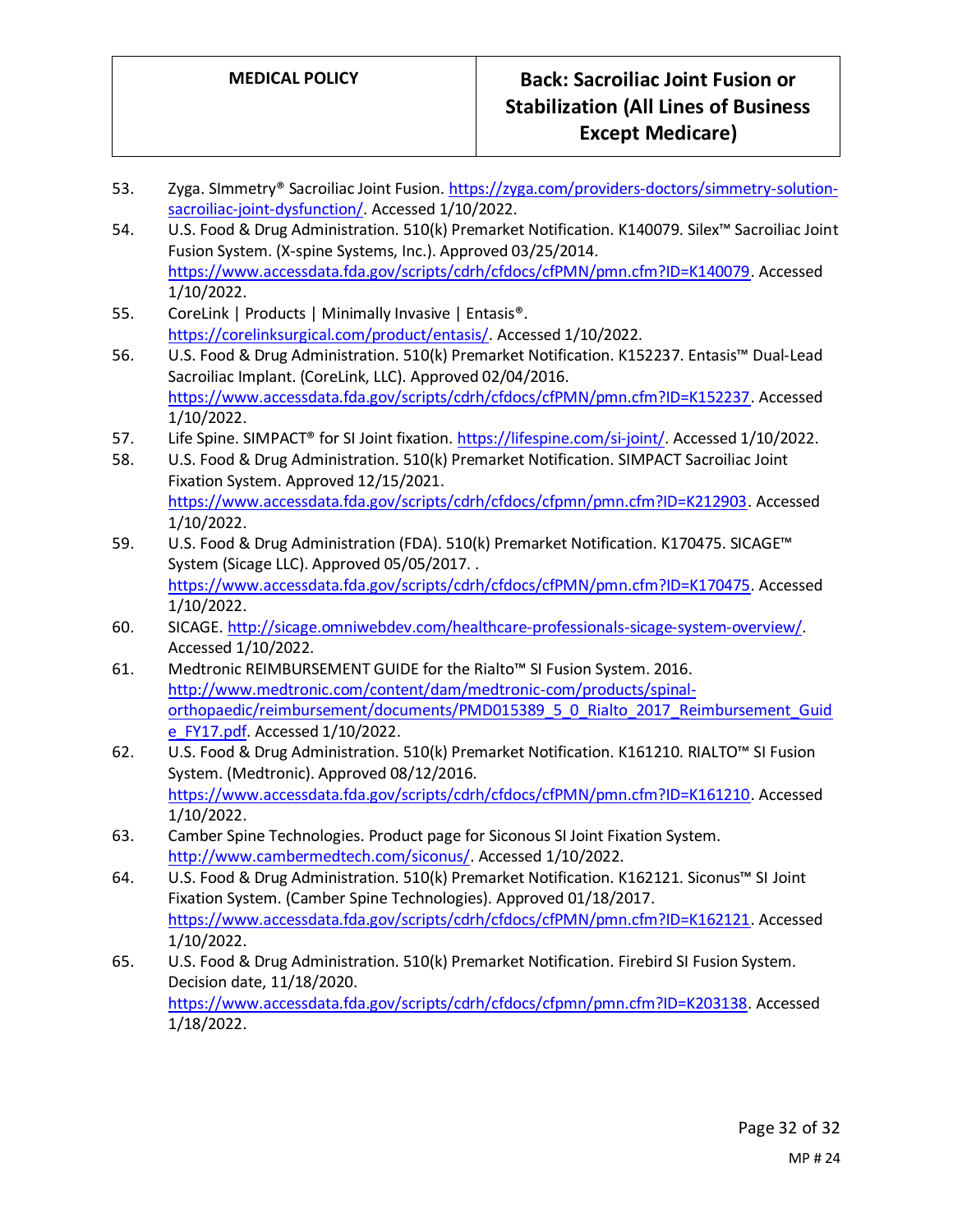53. Zyga. SImmetry® Sacroiliac Joint Fusion. https://zyga.com/providers-doctors/simmetry-solution-sacroiliac-joint-dysfunction/. Accessed 1/10/2022.
54. U.S. Food & Drug Administration. 510(k) Premarket Notification. K140079. Silex™ Sacroiliac Joint Fusion System. (X-spine Systems, Inc.). Approved 03/25/2014. https://www.accessdata.fda.gov/scripts/cdrh/cfdocs/cfPMN/pmn.cfm?ID=K140079. Accessed 1/10/2022.
55. CoreLink | Products | Minimally Invasive | Entasis®. https://corelinksurgical.com/product/entasis/. Accessed 1/10/2022.
56. U.S. Food & Drug Administration. 510(k) Premarket Notification. K152237. Entasis™ Dual-Lead Sacroiliac Implant. (CoreLink, LLC). Approved 02/04/2016. https://www.accessdata.fda.gov/scripts/cdrh/cfdocs/cfPMN/pmn.cfm?ID=K152237. Accessed 1/10/2022.
57. Life Spine. SIMPACT® for SI Joint fixation. https://lifespine.com/si-joint/. Accessed 1/10/2022.
58. U.S. Food & Drug Administration. 510(k) Premarket Notification. SIMPACT Sacroiliac Joint Fixation System. Approved 12/15/2021. https://www.accessdata.fda.gov/scripts/cdrh/cfdocs/cfpmn/pmn.cfm?ID=K212903. Accessed 1/10/2022.
59. U.S. Food & Drug Administration (FDA). 510(k) Premarket Notification. K170475. SICAGE™ System (Sicage LLC). Approved 05/05/2017. . https://www.accessdata.fda.gov/scripts/cdrh/cfdocs/cfPMN/pmn.cfm?ID=K170475. Accessed 1/10/2022.
60. SICAGE. http://sicage.omniwebdev.com/healthcare-professionals-sicage-system-overview/. Accessed 1/10/2022.
61. Medtronic REIMBURSEMENT GUIDE for the Rialto™ SI Fusion System. 2016. http://www.medtronic.com/content/dam/medtronic-com/products/spinal-orthopaedic/reimbursement/documents/PMD015389_5_0_Rialto_2017_Reimbursement_Guide_FY17.pdf. Accessed 1/10/2022.
62. U.S. Food & Drug Administration. 510(k) Premarket Notification. K161210. RIALTO™ SI Fusion System. (Medtronic). Approved 08/12/2016. https://www.accessdata.fda.gov/scripts/cdrh/cfdocs/cfPMN/pmn.cfm?ID=K161210. Accessed 1/10/2022.
63. Camber Spine Technologies. Product page for Siconous SI Joint Fixation System. http://www.cambermedtech.com/siconus/. Accessed 1/10/2022.
64. U.S. Food & Drug Administration. 510(k) Premarket Notification. K162121. Siconus™ SI Joint Fixation System. (Camber Spine Technologies). Approved 01/18/2017. https://www.accessdata.fda.gov/scripts/cdrh/cfdocs/cfPMN/pmn.cfm?ID=K162121. Accessed 1/10/2022.
65. U.S. Food & Drug Administration. 510(k) Premarket Notification. Firebird SI Fusion System. Decision date, 11/18/2020. https://www.accessdata.fda.gov/scripts/cdrh/cfdocs/cfpmn/pmn.cfm?ID=K203138. Accessed 1/18/2022.